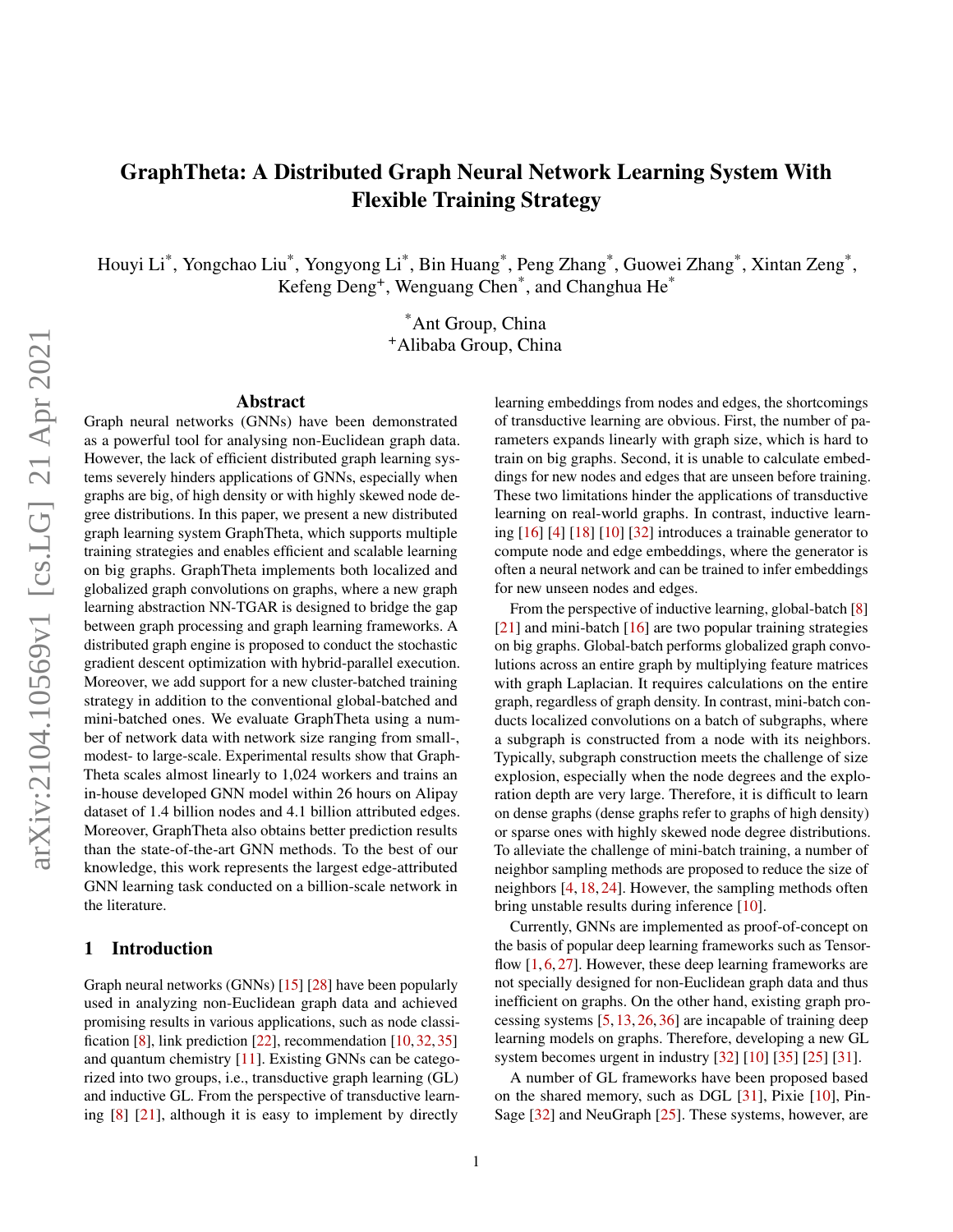# GraphTheta: A Distributed Graph Neural Network Learning System With Flexible Training Strategy

Houyi Li[*], Yongchao Liu[*], Yongyong Li[*], Bin Huang[*], Peng Zhang[*], Guowei Zhang[*], Xintan Zeng[*], Kefeng Deng[+], Wenguang Chen[*], and Changhua He[*]

[*]Ant Group, China
[+]Alibaba Group, China

## Abstract

Graph neural networks (GNNs) have been demonstrated as a powerful tool for analysing non-Euclidean graph data. However, the lack of efficient distributed graph learning systems severely hinders applications of GNNs, especially when graphs are big, of high density or with highly skewed node degree distributions. In this paper, we present a new distributed graph learning system GraphTheta, which supports multiple training strategies and enables efficient and scalable learning on big graphs. GraphTheta implements both localized and globalized graph convolutions on graphs, where a new graph learning abstraction NN-TGAR is designed to bridge the gap between graph processing and graph learning frameworks. A distributed graph engine is proposed to conduct the stochastic gradient descent optimization with hybrid-parallel execution. Moreover, we add support for a new cluster-batched training strategy in addition to the conventional global-batched and mini-batched ones. We evaluate GraphTheta using a number of network data with network size ranging from small-, modest- to large-scale. Experimental results show that GraphTheta scales almost linearly to 1,024 workers and trains an in-house developed GNN model within 26 hours on Alipay dataset of 1.4 billion nodes and 4.1 billion attributed edges. Moreover, GraphTheta also obtains better prediction results than the state-of-the-art GNN methods. To the best of our knowledge, this work represents the largest edge-attributed GNN learning task conducted on a billion-scale network in the literature.

## 1 Introduction

Graph neural networks (GNNs) [15] [28] have been popularly used in analyzing non-Euclidean graph data and achieved promising results in various applications, such as node classification [8], link prediction [22], recommendation [10, 32, 35] and quantum chemistry [11]. Existing GNNs can be categorized into two groups, i.e., transductive graph learning (GL) and inductive GL. From the perspective of transductive learning [8] [21], although it is easy to implement by directly learning embeddings from nodes and edges, the shortcomings of transductive learning are obvious. First, the number of parameters expands linearly with graph size, which is hard to train on big graphs. Second, it is unable to calculate embeddings for new nodes and edges that are unseen before training. These two limitations hinder the applications of transductive learning on real-world graphs. In contrast, inductive learning [16] [4] [18] [10] [32] introduces a trainable generator to compute node and edge embeddings, where the generator is often a neural network and can be trained to infer embeddings for new unseen nodes and edges.

From the perspective of inductive learning, global-batch [8] [21] and mini-batch [16] are two popular training strategies on big graphs. Global-batch performs globalized graph convolutions across an entire graph by multiplying feature matrices with graph Laplacian. It requires calculations on the entire graph, regardless of graph density. In contrast, mini-batch conducts localized convolutions on a batch of subgraphs, where a subgraph is constructed from a node with its neighbors. Typically, subgraph construction meets the challenge of size explosion, especially when the node degrees and the exploration depth are very large. Therefore, it is difficult to learn on dense graphs (dense graphs refer to graphs of high density) or sparse ones with highly skewed node degree distributions. To alleviate the challenge of mini-batch training, a number of neighbor sampling methods are proposed to reduce the size of neighbors [4, 18, 24]. However, the sampling methods often bring unstable results during inference [10].

Currently, GNNs are implemented as proof-of-concept on the basis of popular deep learning frameworks such as Tensorflow [1, 6, 27]. However, these deep learning frameworks are not specially designed for non-Euclidean graph data and thus inefficient on graphs. On the other hand, existing graph processing systems [5, 13, 26, 36] are incapable of training deep learning models on graphs. Therefore, developing a new GL system becomes urgent in industry [32] [10] [35] [25] [31].

A number of GL frameworks have been proposed based on the shared memory, such as DGL [31], Pixie [10], PinSage [32] and NeuGraph [25]. These systems, however, are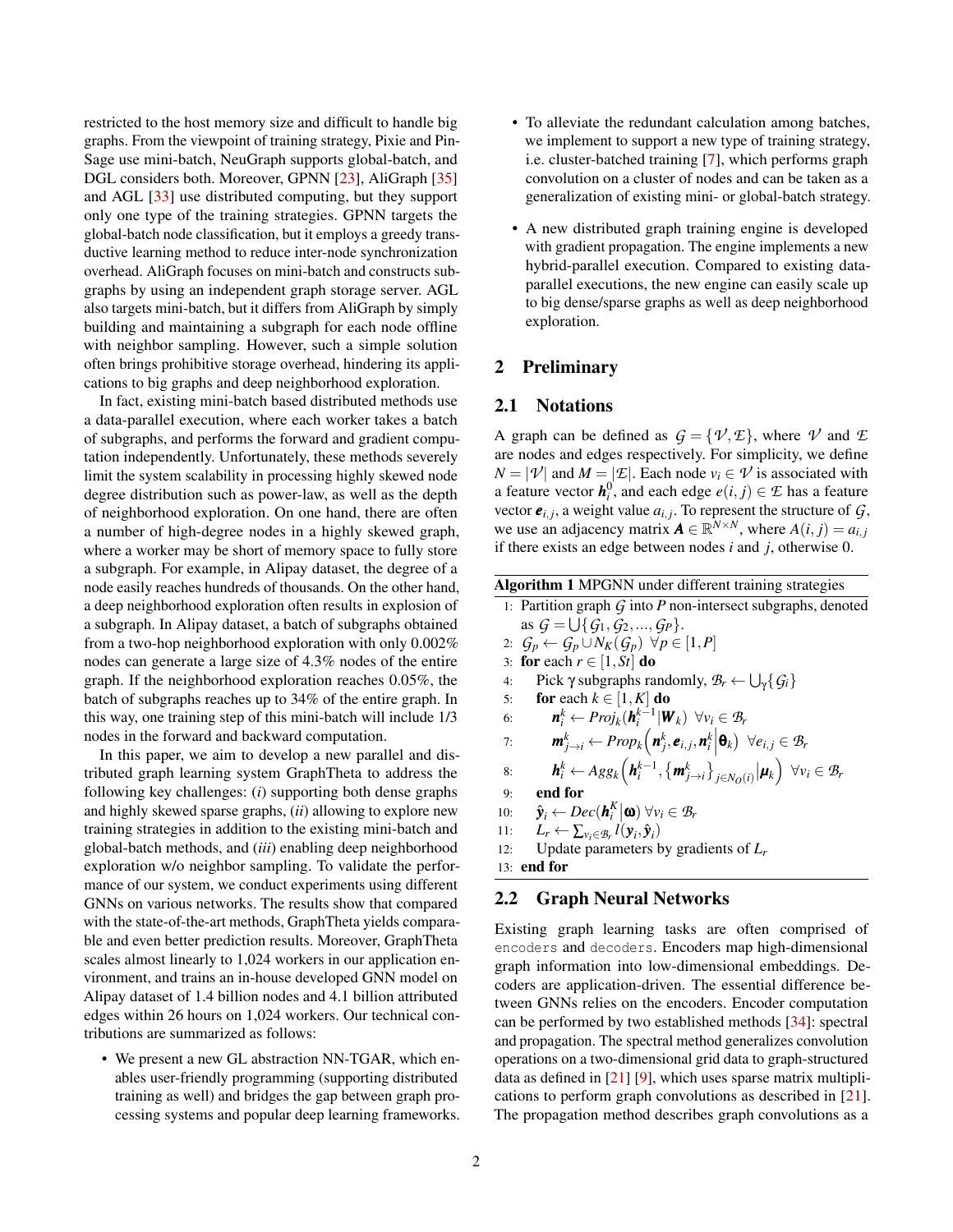restricted to the host memory size and difficult to handle big graphs. From the viewpoint of training strategy, Pixie and PinSage use mini-batch, NeuGraph supports global-batch, and DGL considers both. Moreover, GPNN [23], AliGraph [35] and AGL [33] use distributed computing, but they support only one type of the training strategies. GPNN targets the global-batch node classification, but it employs a greedy transductive learning method to reduce inter-node synchronization overhead. AliGraph focuses on mini-batch and constructs subgraphs by using an independent graph storage server. AGL also targets mini-batch, but it differs from AliGraph by simply building and maintaining a subgraph for each node offline with neighbor sampling. However, such a simple solution often brings prohibitive storage overhead, hindering its applications to big graphs and deep neighborhood exploration.

In fact, existing mini-batch based distributed methods use a data-parallel execution, where each worker takes a batch of subgraphs, and performs the forward and gradient computation independently. Unfortunately, these methods severely limit the system scalability in processing highly skewed node degree distribution such as power-law, as well as the depth of neighborhood exploration. On one hand, there are often a number of high-degree nodes in a highly skewed graph, where a worker may be short of memory space to fully store a subgraph. For example, in Alipay dataset, the degree of a node easily reaches hundreds of thousands. On the other hand, a deep neighborhood exploration often results in explosion of a subgraph. In Alipay dataset, a batch of subgraphs obtained from a two-hop neighborhood exploration with only 0.002% nodes can generate a large size of 4.3% nodes of the entire graph. If the neighborhood exploration reaches 0.05%, the batch of subgraphs reaches up to 34% of the entire graph. In this way, one training step of this mini-batch will include 1/3 nodes in the forward and backward computation.

In this paper, we aim to develop a new parallel and distributed graph learning system GraphTheta to address the following key challenges: (*i*) supporting both dense graphs and highly skewed sparse graphs, (*ii*) allowing to explore new training strategies in addition to the existing mini-batch and global-batch methods, and (*iii*) enabling deep neighborhood exploration w/o neighbor sampling. To validate the performance of our system, we conduct experiments using different GNNs on various networks. The results show that compared with the state-of-the-art methods, GraphTheta yields comparable and even better prediction results. Moreover, GraphTheta scales almost linearly to 1,024 workers in our application environment, and trains an in-house developed GNN model on Alipay dataset of 1.4 billion nodes and 4.1 billion attributed edges within 26 hours on 1,024 workers. Our technical contributions are summarized as follows:

- We present a new GL abstraction NN-TGAR, which enables user-friendly programming (supporting distributed training as well) and bridges the gap between graph processing systems and popular deep learning frameworks.
- To alleviate the redundant calculation among batches, we implement to support a new type of training strategy, i.e. cluster-batched training [7], which performs graph convolution on a cluster of nodes and can be taken as a generalization of existing mini- or global-batch strategy.
- A new distributed graph training engine is developed with gradient propagation. The engine implements a new hybrid-parallel execution. Compared to existing data-parallel executions, the new engine can easily scale up to big dense/sparse graphs as well as deep neighborhood exploration.

## 2 Preliminary

### 2.1 Notations

A graph can be defined as $\mathcal{G} = \{\mathcal{V}, \mathcal{E}\}$, where $\mathcal{V}$ and $\mathcal{E}$ are nodes and edges respectively. For simplicity, we define $N = |\mathcal{V}|$ and $M = |\mathcal{E}|$. Each node $v_i \in \mathcal{V}$ is associated with a feature vector $\boldsymbol{h}_i^0$, and each edge $e(i, j) \in \mathcal{E}$ has a feature vector $\boldsymbol{e}_{i,j}$, a weight value $a_{i,j}$. To represent the structure of $\mathcal{G}$, we use an adjacency matrix $\boldsymbol{A} \in \mathbb{R}^{N \times N}$, where $A(i, j) = a_{i,j}$ if there exists an edge between nodes $i$ and $j$, otherwise 0.

**Algorithm 1** MPGNN under different training strategies

1: Partition graph $\mathcal{G}$ into $P$ non-intersect subgraphs, denoted as $\mathcal{G} = \bigcup\{\mathcal{G}_1, \mathcal{G}_2, ..., \mathcal{G}_P\}$.
2: $\mathcal{G}_p \leftarrow \mathcal{G}_p \cup N_K(\mathcal{G}_p)\ \ \forall p \in [1, P]$
3: **for** each $r \in [1, St]$ **do**
4: &nbsp;&nbsp;&nbsp;&nbsp;Pick $\gamma$ subgraphs randomly, $\mathcal{B}_r \leftarrow \bigcup_\gamma \{\mathcal{G}_i\}$
5: &nbsp;&nbsp;&nbsp;&nbsp;**for** each $k \in [1, K]$ **do**
6: &nbsp;&nbsp;&nbsp;&nbsp;&nbsp;&nbsp;&nbsp;&nbsp;$\boldsymbol{n}_i^k \leftarrow Proj_k(\boldsymbol{h}_i^{k-1} | \boldsymbol{W}_k)\ \ \forall v_i \in \mathcal{B}_r$
7: &nbsp;&nbsp;&nbsp;&nbsp;&nbsp;&nbsp;&nbsp;&nbsp;$\boldsymbol{m}_{j \to i}^k \leftarrow Prop_k\left(\boldsymbol{n}_j^k, \boldsymbol{e}_{i,j}, \boldsymbol{n}_i^k \middle| \boldsymbol{\theta}_k\right)\ \ \forall e_{i,j} \in \mathcal{B}_r$
8: &nbsp;&nbsp;&nbsp;&nbsp;&nbsp;&nbsp;&nbsp;&nbsp;$\boldsymbol{h}_i^k \leftarrow Agg_k\left(\boldsymbol{h}_i^{k-1}, \{\boldsymbol{m}_{j \to i}^k\}_{j \in N_O(i)} \middle| \boldsymbol{\mu}_k\right)\ \ \forall v_i \in \mathcal{B}_r$
9: &nbsp;&nbsp;&nbsp;&nbsp;**end for**
10: &nbsp;&nbsp;&nbsp;&nbsp;$\hat{\boldsymbol{y}}_i \leftarrow Dec(\boldsymbol{h}_i^K | \boldsymbol{\omega})\ \forall v_i \in \mathcal{B}_r$
11: &nbsp;&nbsp;&nbsp;&nbsp;$L_r \leftarrow \sum_{v_i \in \mathcal{B}_r} l(\boldsymbol{y}_i, \hat{\boldsymbol{y}}_i)$
12: &nbsp;&nbsp;&nbsp;&nbsp;Update parameters by gradients of $L_r$
13: **end for**

### 2.2 Graph Neural Networks

Existing graph learning tasks are often comprised of `encoders` and `decoders`. Encoders map high-dimensional graph information into low-dimensional embeddings. Decoders are application-driven. The essential difference between GNNs relies on the encoders. Encoder computation can be performed by two established methods [34]: spectral and propagation. The spectral method generalizes convolution operations on a two-dimensional grid data to graph-structured data as defined in [21] [9], which uses sparse matrix multiplications to perform graph convolutions as described in [21]. The propagation method describes graph convolutions as a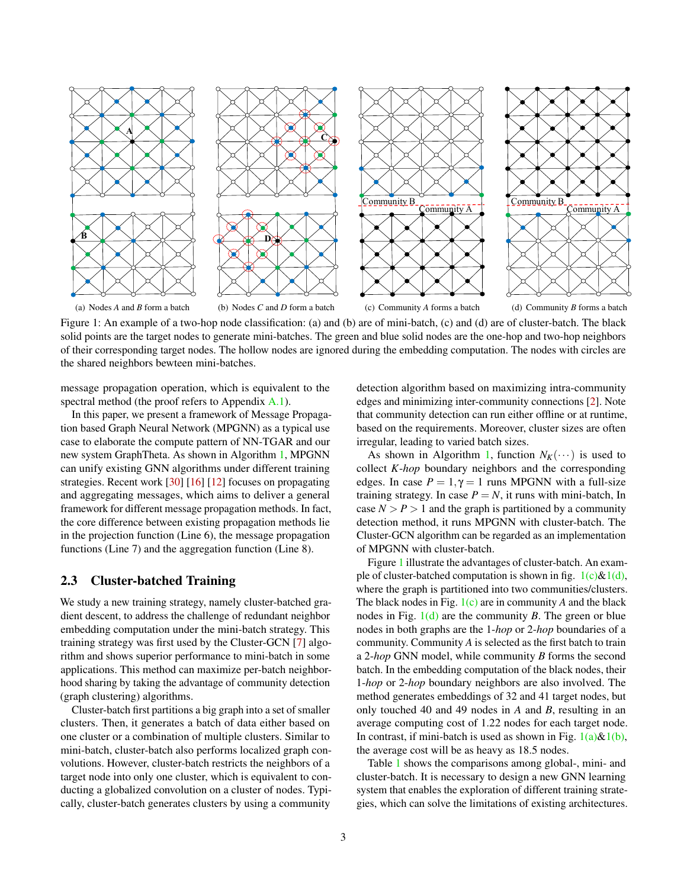(a) Nodes *A* and *B* form a batch

(b) Nodes *C* and *D* form a batch

(c) Community *A* forms a batch

(d) Community *B* forms a batch

Figure 1: An example of a two-hop node classification: (a) and (b) are of mini-batch, (c) and (d) are of cluster-batch. The black solid points are the target nodes to generate mini-batches. The green and blue solid nodes are the one-hop and two-hop neighbors of their corresponding target nodes. The hollow nodes are ignored during the embedding computation. The nodes with circles are the shared neighbors bewteen mini-batches.

message propagation operation, which is equivalent to the spectral method (the proof refers to Appendix A.1).

In this paper, we present a framework of Message Propagation based Graph Neural Network (MPGNN) as a typical use case to elaborate the compute pattern of NN-TGAR and our new system GraphTheta. As shown in Algorithm 1, MPGNN can unify existing GNN algorithms under different training strategies. Recent work [30] [16] [12] focuses on propagating and aggregating messages, which aims to deliver a general framework for different message propagation methods. In fact, the core difference between existing propagation methods lie in the projection function (Line 6), the message propagation functions (Line 7) and the aggregation function (Line 8).

## 2.3 Cluster-batched Training

We study a new training strategy, namely cluster-batched gradient descent, to address the challenge of redundant neighbor embedding computation under the mini-batch strategy. This training strategy was first used by the Cluster-GCN [7] algorithm and shows superior performance to mini-batch in some applications. This method can maximize per-batch neighborhood sharing by taking the advantage of community detection (graph clustering) algorithms.

Cluster-batch first partitions a big graph into a set of smaller clusters. Then, it generates a batch of data either based on one cluster or a combination of multiple clusters. Similar to mini-batch, cluster-batch also performs localized graph convolutions. However, cluster-batch restricts the neighbors of a target node into only one cluster, which is equivalent to conducting a globalized convolution on a cluster of nodes. Typically, cluster-batch generates clusters by using a community detection algorithm based on maximizing intra-community edges and minimizing inter-community connections [2]. Note that community detection can run either offline or at runtime, based on the requirements. Moreover, cluster sizes are often irregular, leading to varied batch sizes.

As shown in Algorithm 1, function $N_K(\cdots)$ is used to collect *K-hop* boundary neighbors and the corresponding edges. In case $P = 1, \gamma = 1$ runs MPGNN with a full-size training strategy. In case $P = N$, it runs with mini-batch, In case $N > P > 1$ and the graph is partitioned by a community detection method, it runs MPGNN with cluster-batch. The Cluster-GCN algorithm can be regarded as an implementation of MPGNN with cluster-batch.

Figure 1 illustrate the advantages of cluster-batch. An example of cluster-batched computation is shown in fig. 1(c)&1(d), where the graph is partitioned into two communities/clusters. The black nodes in Fig. 1(c) are in community *A* and the black nodes in Fig. 1(d) are the community *B*. The green or blue nodes in both graphs are the 1-*hop* or 2-*hop* boundaries of a community. Community *A* is selected as the first batch to train a 2-*hop* GNN model, while community *B* forms the second batch. In the embedding computation of the black nodes, their 1-*hop* or 2-*hop* boundary neighbors are also involved. The method generates embeddings of 32 and 41 target nodes, but only touched 40 and 49 nodes in *A* and *B*, resulting in an average computing cost of 1.22 nodes for each target node. In contrast, if mini-batch is used as shown in Fig. 1(a)&1(b), the average cost will be as heavy as 18.5 nodes.

Table 1 shows the comparisons among global-, mini- and cluster-batch. It is necessary to design a new GNN learning system that enables the exploration of different training strategies, which can solve the limitations of existing architectures.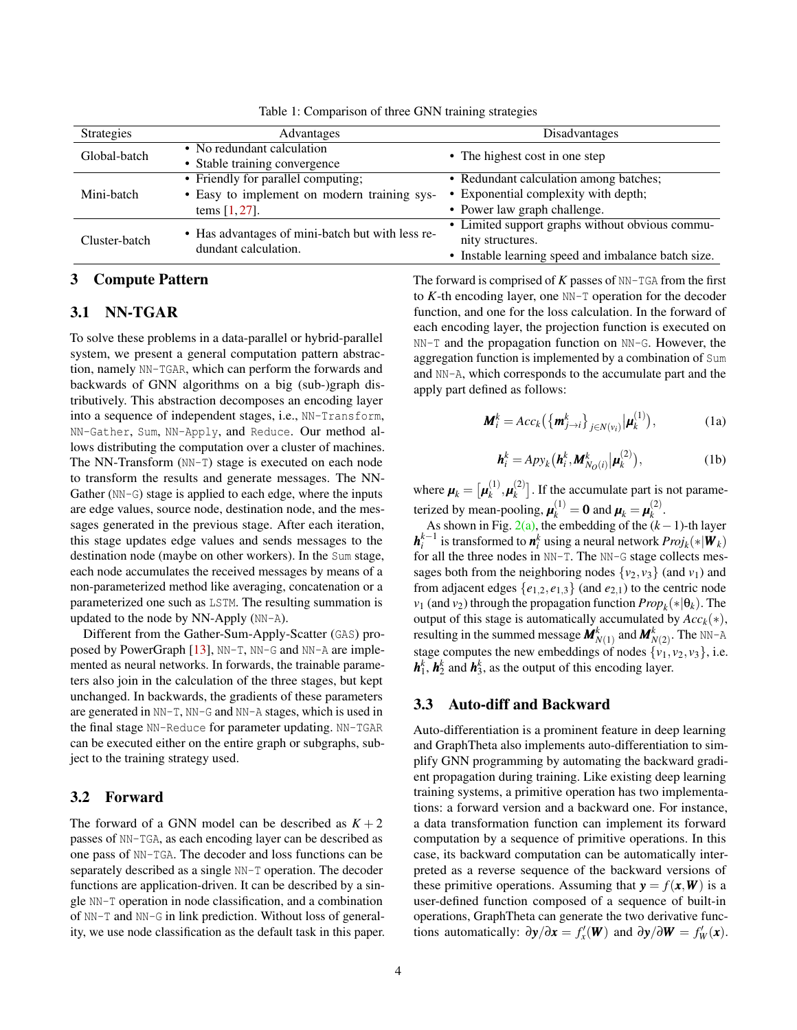Table 1: Comparison of three GNN training strategies

| Strategies | Advantages | Disadvantages |
|---|---|---|
| Global-batch | • No redundant calculation<br>• Stable training convergence | • The highest cost in one step |
| Mini-batch | • Friendly for parallel computing;<br>• Easy to implement on modern training systems [1, 27]. | • Redundant calculation among batches;<br>• Exponential complexity with depth;<br>• Power law graph challenge. |
| Cluster-batch | • Has advantages of mini-batch but with less redundant calculation. | • Limited support graphs without obvious community structures.<br>• Instable learning speed and imbalance batch size. |

## 3 Compute Pattern

### 3.1 NN-TGAR

To solve these problems in a data-parallel or hybrid-parallel system, we present a general computation pattern abstraction, namely `NN-TGAR`, which can perform the forwards and backwards of GNN algorithms on a big (sub-)graph distributively. This abstraction decomposes an encoding layer into a sequence of independent stages, i.e., `NN-Transform`, `NN-Gather`, `Sum`, `NN-Apply`, and `Reduce`. Our method allows distributing the computation over a cluster of machines. The NN-Transform (`NN-T`) stage is executed on each node to transform the results and generate messages. The NN-Gather (`NN-G`) stage is applied to each edge, where the inputs are edge values, source node, destination node, and the messages generated in the previous stage. After each iteration, this stage updates edge values and sends messages to the destination node (maybe on other workers). In the `Sum` stage, each node accumulates the received messages by means of a non-parameterized method like averaging, concatenation or a parameterized one such as `LSTM`. The resulting summation is updated to the node by NN-Apply (`NN-A`).

Different from the Gather-Sum-Apply-Scatter (`GAS`) proposed by PowerGraph [13], `NN-T`, `NN-G` and `NN-A` are implemented as neural networks. In forwards, the trainable parameters also join in the calculation of the three stages, but kept unchanged. In backwards, the gradients of these parameters are generated in `NN-T`, `NN-G` and `NN-A` stages, which is used in the final stage `NN-Reduce` for parameter updating. `NN-TGAR` can be executed either on the entire graph or subgraphs, subject to the training strategy used.

### 3.2 Forward

The forward of a GNN model can be described as $K+2$ passes of `NN-TGA`, as each encoding layer can be described as one pass of `NN-TGA`. The decoder and loss functions can be separately described as a single `NN-T` operation. The decoder functions are application-driven. It can be described by a single `NN-T` operation in node classification, and a combination of `NN-T` and `NN-G` in link prediction. Without loss of generality, we use node classification as the default task in this paper. The forward is comprised of $K$ passes of `NN-TGA` from the first to $K$-th encoding layer, one `NN-T` operation for the decoder function, and one for the loss calculation. In the forward of each encoding layer, the projection function is executed on `NN-T` and the propagation function on `NN-G`. However, the aggregation function is implemented by a combination of `Sum` and `NN-A`, which corresponds to the accumulate part and the apply part defined as follows:

$$\boldsymbol{M}_i^k = Acc_k\big(\{\boldsymbol{m}_{j\to i}^k\}_{j\in N(v_i)}\big|\boldsymbol{\mu}_k^{(1)}\big), \tag{1a}$$

$$\boldsymbol{h}_i^k = Apy_k\big(\boldsymbol{h}_i^k, \boldsymbol{M}_{N_O(i)}^k\big|\boldsymbol{\mu}_k^{(2)}\big), \tag{1b}$$

where $\boldsymbol{\mu}_k = \big[\boldsymbol{\mu}_k^{(1)}, \boldsymbol{\mu}_k^{(2)}\big]$. If the accumulate part is not parameterized by mean-pooling, $\boldsymbol{\mu}_k^{(1)} = \boldsymbol{0}$ and $\boldsymbol{\mu}_k = \boldsymbol{\mu}_k^{(2)}$.

As shown in Fig. 2(a), the embedding of the $(k-1)$-th layer $\boldsymbol{h}_i^{k-1}$ is transformed to $\boldsymbol{n}_i^k$ using a neural network $Proj_k(*|\boldsymbol{W}_k)$ for all the three nodes in `NN-T`. The `NN-G` stage collects messages both from the neighboring nodes $\{v_2, v_3\}$ (and $v_1$) and from adjacent edges $\{e_{1,2}, e_{1,3}\}$ (and $e_{2,1}$) to the centric node $v_1$ (and $v_2$) through the propagation function $Prop_k(*|\theta_k)$. The output of this stage is automatically accumulated by $Acc_k(*)$, resulting in the summed message $\boldsymbol{M}_{N(1)}^k$ and $\boldsymbol{M}_{N(2)}^k$. The `NN-A` stage computes the new embeddings of nodes $\{v_1, v_2, v_3\}$, i.e. $\boldsymbol{h}_1^k$, $\boldsymbol{h}_2^k$ and $\boldsymbol{h}_3^k$, as the output of this encoding layer.

### 3.3 Auto-diff and Backward

Auto-differentiation is a prominent feature in deep learning and GraphTheta also implements auto-differentiation to simplify GNN programming by automating the backward gradient propagation during training. Like existing deep learning training systems, a primitive operation has two implementations: a forward version and a backward one. For instance, a data transformation function can implement its forward computation by a sequence of primitive operations. In this case, its backward computation can be automatically interpreted as a reverse sequence of the backward versions of these primitive operations. Assuming that $\boldsymbol{y} = f(\boldsymbol{x}, \boldsymbol{W})$ is a user-defined function composed of a sequence of built-in operations, GraphTheta can generate the two derivative functions automatically: $\partial\boldsymbol{y}/\partial\boldsymbol{x} = f_x'(\boldsymbol{W})$ and $\partial\boldsymbol{y}/\partial\boldsymbol{W} = f_W'(\boldsymbol{x})$.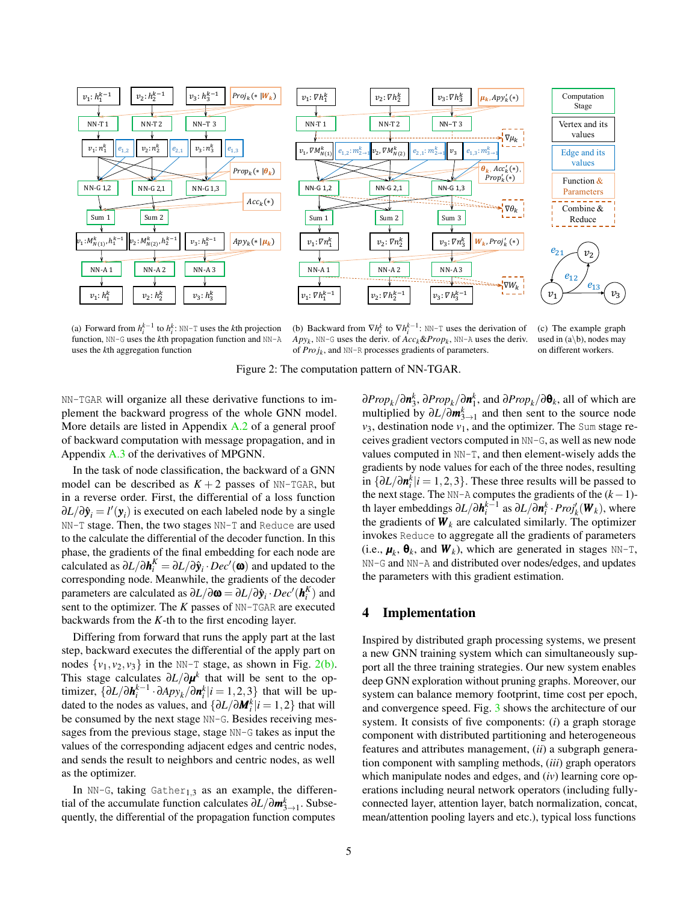(a) Forward from $h_i^{k-1}$ to $h_i^k$: NN-T uses the $k$th projection function, NN-G uses the $k$th propagation function and NN-A uses the $k$th aggregation function

(b) Backward from $\nabla h_i^k$ to $\nabla h_i^{k-1}$: NN-T uses the derivation of $Apy_k$, NN-G uses the deriv. of $Acc_k$&$Prop_k$, NN-A uses the deriv. of $Proj_k$, and NN-R processes gradients of parameters.

(c) The example graph used in (a\b), nodes may on different workers.

Figure 2: The computation pattern of NN-TGAR.

NN-TGAR will organize all these derivative functions to implement the backward progress of the whole GNN model. More details are listed in Appendix A.2 of a general proof of backward computation with message propagation, and in Appendix A.3 of the derivatives of MPGNN.

In the task of node classification, the backward of a GNN model can be described as $K+2$ passes of NN-TGAR, but in a reverse order. First, the differential of a loss function $\partial L/\partial \hat{\mathbf{y}}_i = l'(\mathbf{y}_i)$ is executed on each labeled node by a single NN-T stage. Then, the two stages NN-T and Reduce are used to the calculate the differential of the decoder function. In this phase, the gradients of the final embedding for each node are calculated as $\partial L/\partial \mathbf{h}_i^K = \partial L/\partial \hat{\mathbf{y}}_i \cdot Dec'(\boldsymbol{\omega})$ and updated to the corresponding node. Meanwhile, the gradients of the decoder parameters are calculated as $\partial L/\partial \boldsymbol{\omega} = \partial L/\partial \hat{\mathbf{y}}_i \cdot Dec'(\mathbf{h}_i^K)$ and sent to the optimizer. The $K$ passes of NN-TGAR are executed backwards from the $K$-th to the first encoding layer.

Differing from forward that runs the apply part at the last step, backward executes the differential of the apply part on nodes $\{v_1, v_2, v_3\}$ in the NN-T stage, as shown in Fig. 2(b). This stage calculates $\partial L/\partial \boldsymbol{\mu}^k$ that will be sent to the optimizer, $\{\partial L/\partial \mathbf{h}_i^{k-1} \cdot \partial Apy_k/\partial \mathbf{n}_i^k | i = 1,2,3\}$ that will be updated to the nodes as values, and $\{\partial L/\partial \mathbf{M}_i^k | i = 1,2\}$ that will be consumed by the next stage NN-G. Besides receiving messages from the previous stage, stage NN-G takes as input the values of the corresponding adjacent edges and centric nodes, and sends the result to neighbors and centric nodes, as well as the optimizer.

In NN-G, taking $\text{Gather}_{1,3}$ as an example, the differential of the accumulate function calculates $\partial L/\partial \mathbf{m}_{3\to 1}^k$. Subsequently, the differential of the propagation function computes $\partial Prop_k/\partial \mathbf{n}_3^k$, $\partial Prop_k/\partial \mathbf{n}_1^k$, and $\partial Prop_k/\partial \boldsymbol{\theta}_k$, all of which are multiplied by $\partial L/\partial \mathbf{m}_{3\to 1}^k$ and then sent to the source node $v_3$, destination node $v_1$, and the optimizer. The Sum stage receives gradient vectors computed in NN-G, as well as new node values computed in NN-T, and then element-wisely adds the gradients by node values for each of the three nodes, resulting in $\{\partial L/\partial \mathbf{n}_i^k | i = 1,2,3\}$. These three results will be passed to the next stage. The NN-A computes the gradients of the $(k-1)$-th layer embeddings $\partial L/\partial \mathbf{h}_i^{k-1}$ as $\partial L/\partial \mathbf{n}_i^k \cdot Proj_k'(\mathbf{W}_k)$, where the gradients of $\mathbf{W}_k$ are calculated similarly. The optimizer invokes Reduce to aggregate all the gradients of parameters (i.e., $\boldsymbol{\mu}_k$, $\boldsymbol{\theta}_k$, and $\mathbf{W}_k$), which are generated in stages NN-T, NN-G and NN-A and distributed over nodes/edges, and updates the parameters with this gradient estimation.

## 4 Implementation

Inspired by distributed graph processing systems, we present a new GNN training system which can simultaneously support all the three training strategies. Our new system enables deep GNN exploration without pruning graphs. Moreover, our system can balance memory footprint, time cost per epoch, and convergence speed. Fig. 3 shows the architecture of our system. It consists of five components: *(i)* a graph storage component with distributed partitioning and heterogeneous features and attributes management, *(ii)* a subgraph generation component with sampling methods, *(iii)* graph operators which manipulate nodes and edges, and *(iv)* learning core operations including neural network operators (including fully-connected layer, attention layer, batch normalization, concat, mean/attention pooling layers and etc.), typical loss functions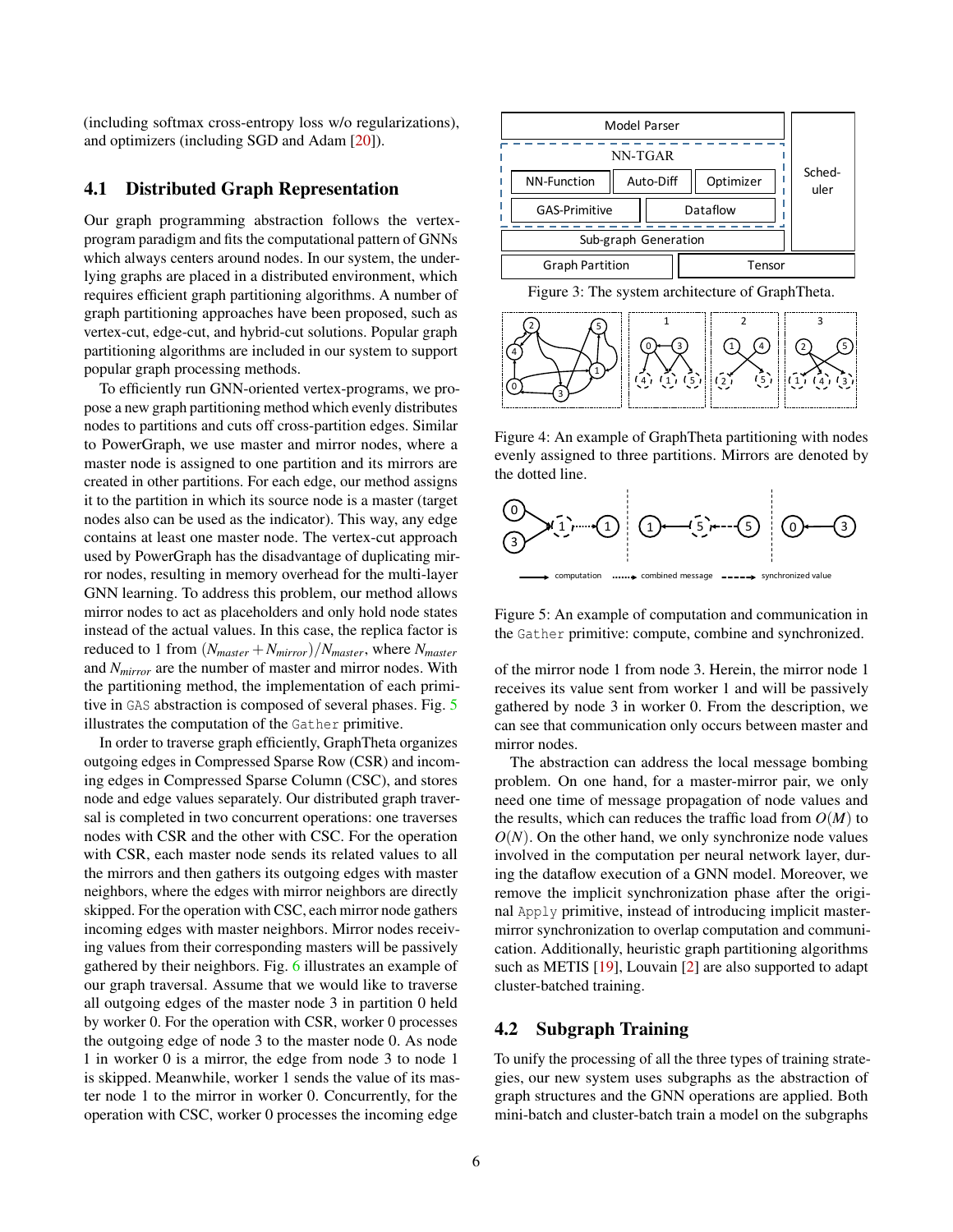(including softmax cross-entropy loss w/o regularizations), and optimizers (including SGD and Adam [20]).

### 4.1 Distributed Graph Representation

Our graph programming abstraction follows the vertex-program paradigm and fits the computational pattern of GNNs which always centers around nodes. In our system, the underlying graphs are placed in a distributed environment, which requires efficient graph partitioning algorithms. A number of graph partitioning approaches have been proposed, such as vertex-cut, edge-cut, and hybrid-cut solutions. Popular graph partitioning algorithms are included in our system to support popular graph processing methods.

To efficiently run GNN-oriented vertex-programs, we propose a new graph partitioning method which evenly distributes nodes to partitions and cuts off cross-partition edges. Similar to PowerGraph, we use master and mirror nodes, where a master node is assigned to one partition and its mirrors are created in other partitions. For each edge, our method assigns it to the partition in which its source node is a master (target nodes also can be used as the indicator). This way, any edge contains at least one master node. The vertex-cut approach used by PowerGraph has the disadvantage of duplicating mirror nodes, resulting in memory overhead for the multi-layer GNN learning. To address this problem, our method allows mirror nodes to act as placeholders and only hold node states instead of the actual values. In this case, the replica factor is reduced to 1 from $(N_{master} + N_{mirror})/N_{master}$, where $N_{master}$ and $N_{mirror}$ are the number of master and mirror nodes. With the partitioning method, the implementation of each primitive in `GAS` abstraction is composed of several phases. Fig. 5 illustrates the computation of the `Gather` primitive.

In order to traverse graph efficiently, GraphTheta organizes outgoing edges in Compressed Sparse Row (CSR) and incoming edges in Compressed Sparse Column (CSC), and stores node and edge values separately. Our distributed graph traversal is completed in two concurrent operations: one traverses nodes with CSR and the other with CSC. For the operation with CSR, each master node sends its related values to all the mirrors and then gathers its outgoing edges with master neighbors, where the edges with mirror neighbors are directly skipped. For the operation with CSC, each mirror node gathers incoming edges with master neighbors. Mirror nodes receiving values from their corresponding masters will be passively gathered by their neighbors. Fig. 6 illustrates an example of our graph traversal. Assume that we would like to traverse all outgoing edges of the master node 3 in partition 0 held by worker 0. For the operation with CSR, worker 0 processes the outgoing edge of node 3 to the master node 0. As node 1 in worker 0 is a mirror, the edge from node 3 to node 1 is skipped. Meanwhile, worker 1 sends the value of its master node 1 to the mirror in worker 0. Concurrently, for the operation with CSC, worker 0 processes the incoming edge of the mirror node 1 from node 3. Herein, the mirror node 1 receives its value sent from worker 1 and will be passively gathered by node 3 in worker 0. From the description, we can see that communication only occurs between master and mirror nodes.

The abstraction can address the local message bombing problem. On one hand, for a master-mirror pair, we only need one time of message propagation of node values and the results, which can reduces the traffic load from $O(M)$ to $O(N)$. On the other hand, we only synchronize node values involved in the computation per neural network layer, during the dataflow execution of a GNN model. Moreover, we remove the implicit synchronization phase after the original `Apply` primitive, instead of introducing implicit master-mirror synchronization to overlap computation and communication. Additionally, heuristic graph partitioning algorithms such as METIS [19], Louvain [2] are also supported to adapt cluster-batched training.

Figure 3: The system architecture of GraphTheta.

Figure 4: An example of GraphTheta partitioning with nodes evenly assigned to three partitions. Mirrors are denoted by the dotted line.

Figure 5: An example of computation and communication in the `Gather` primitive: compute, combine and synchronized.

### 4.2 Subgraph Training

To unify the processing of all the three types of training strategies, our new system uses subgraphs as the abstraction of graph structures and the GNN operations are applied. Both mini-batch and cluster-batch train a model on the subgraphs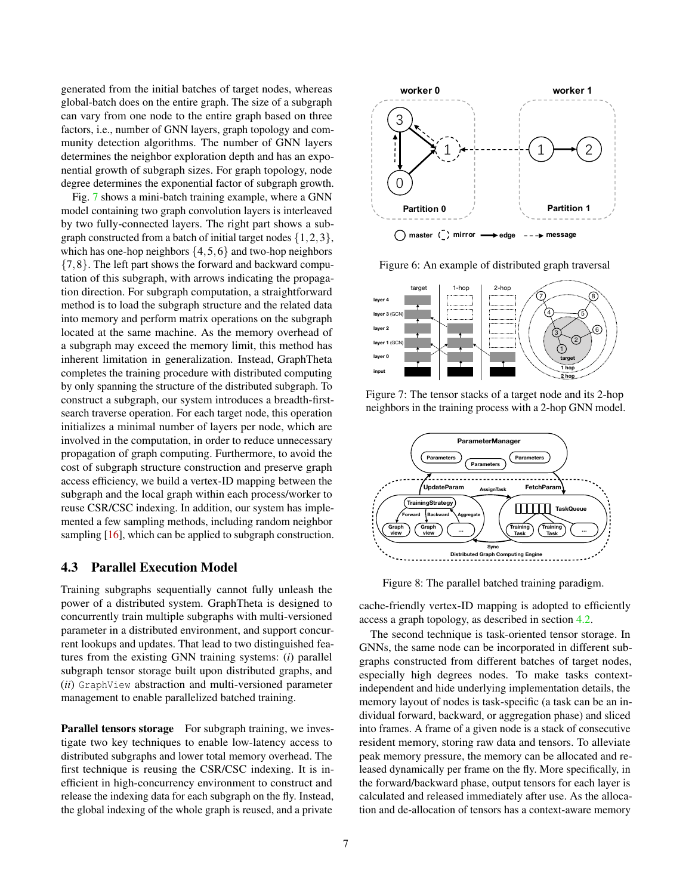generated from the initial batches of target nodes, whereas global-batch does on the entire graph. The size of a subgraph can vary from one node to the entire graph based on three factors, i.e., number of GNN layers, graph topology and community detection algorithms. The number of GNN layers determines the neighbor exploration depth and has an exponential growth of subgraph sizes. For graph topology, node degree determines the exponential factor of subgraph growth.

Fig. 7 shows a mini-batch training example, where a GNN model containing two graph convolution layers is interleaved by two fully-connected layers. The right part shows a subgraph constructed from a batch of initial target nodes $\{1,2,3\}$, which has one-hop neighbors $\{4,5,6\}$ and two-hop neighbors $\{7,8\}$. The left part shows the forward and backward computation of this subgraph, with arrows indicating the propagation direction. For subgraph computation, a straightforward method is to load the subgraph structure and the related data into memory and perform matrix operations on the subgraph located at the same machine. As the memory overhead of a subgraph may exceed the memory limit, this method has inherent limitation in generalization. Instead, GraphTheta completes the training procedure with distributed computing by only spanning the structure of the distributed subgraph. To construct a subgraph, our system introduces a breadth-first-search traverse operation. For each target node, this operation initializes a minimal number of layers per node, which are involved in the computation, in order to reduce unnecessary propagation of graph computing. Furthermore, to avoid the cost of subgraph structure construction and preserve graph access efficiency, we build a vertex-ID mapping between the subgraph and the local graph within each process/worker to reuse CSR/CSC indexing. In addition, our system has implemented a few sampling methods, including random neighbor sampling [16], which can be applied to subgraph construction.

### 4.3 Parallel Execution Model

Training subgraphs sequentially cannot fully unleash the power of a distributed system. GraphTheta is designed to concurrently train multiple subgraphs with multi-versioned parameter in a distributed environment, and support concurrent lookups and updates. That lead to two distinguished features from the existing GNN training systems: (*i*) parallel subgraph tensor storage built upon distributed graphs, and (*ii*) `GraphView` abstraction and multi-versioned parameter management to enable parallelized batched training.

**Parallel tensors storage** For subgraph training, we investigate two key techniques to enable low-latency access to distributed subgraphs and lower total memory overhead. The first technique is reusing the CSR/CSC indexing. It is inefficient in high-concurrency environment to construct and release the indexing data for each subgraph on the fly. Instead, the global indexing of the whole graph is reused, and a private cache-friendly vertex-ID mapping is adopted to efficiently access a graph topology, as described in section 4.2.

Figure 6: An example of distributed graph traversal

Figure 7: The tensor stacks of a target node and its 2-hop neighbors in the training process with a 2-hop GNN model.

Figure 8: The parallel batched training paradigm.

The second technique is task-oriented tensor storage. In GNNs, the same node can be incorporated in different subgraphs constructed from different batches of target nodes, especially high degrees nodes. To make tasks context-independent and hide underlying implementation details, the memory layout of nodes is task-specific (a task can be an individual forward, backward, or aggregation phase) and sliced into frames. A frame of a given node is a stack of consecutive resident memory, storing raw data and tensors. To alleviate peak memory pressure, the memory can be allocated and released dynamically per frame on the fly. More specifically, in the forward/backward phase, output tensors for each layer is calculated and released immediately after use. As the allocation and de-allocation of tensors has a context-aware memory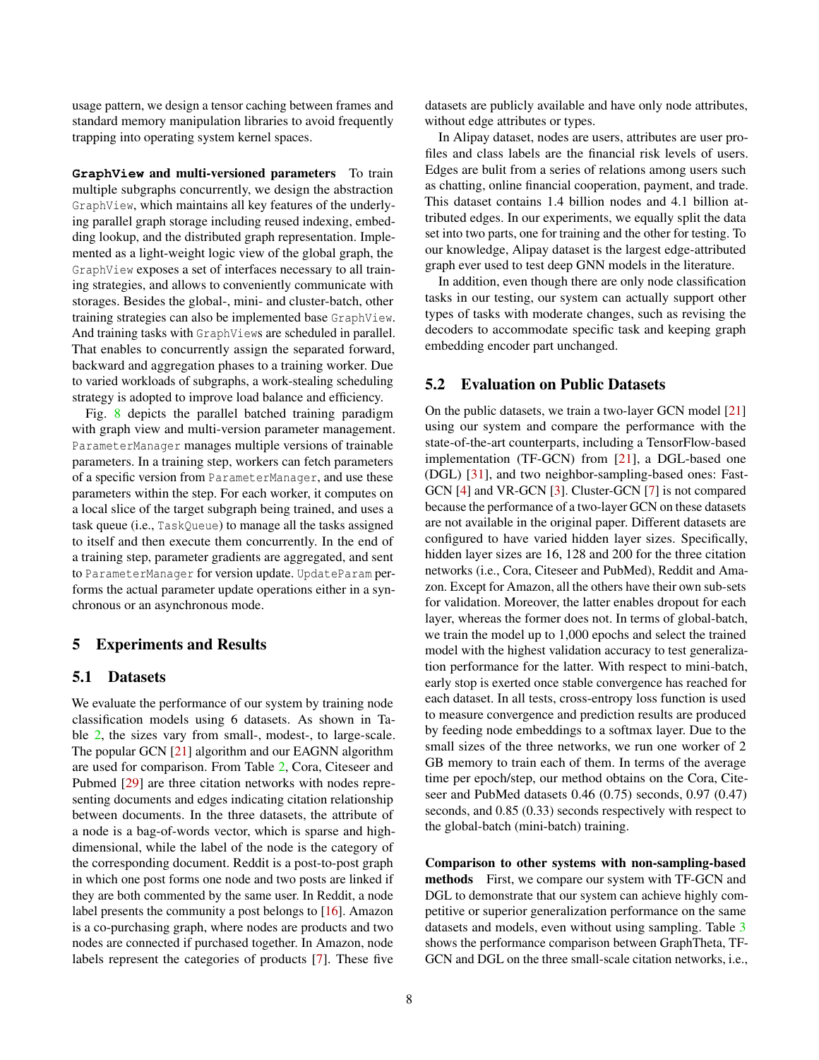usage pattern, we design a tensor caching between frames and standard memory manipulation libraries to avoid frequently trapping into operating system kernel spaces.

**`GraphView` and multi-versioned parameters** To train multiple subgraphs concurrently, we design the abstraction `GraphView`, which maintains all key features of the underlying parallel graph storage including reused indexing, embedding lookup, and the distributed graph representation. Implemented as a light-weight logic view of the global graph, the `GraphView` exposes a set of interfaces necessary to all training strategies, and allows to conveniently communicate with storages. Besides the global-, mini- and cluster-batch, other training strategies can also be implemented base `GraphView`. And training tasks with `GraphView`s are scheduled in parallel. That enables to concurrently assign the separated forward, backward and aggregation phases to a training worker. Due to varied workloads of subgraphs, a work-stealing scheduling strategy is adopted to improve load balance and efficiency.

Fig. 8 depicts the parallel batched training paradigm with graph view and multi-version parameter management. `ParameterManager` manages multiple versions of trainable parameters. In a training step, workers can fetch parameters of a specific version from `ParameterManager`, and use these parameters within the step. For each worker, it computes on a local slice of the target subgraph being trained, and uses a task queue (i.e., `TaskQueue`) to manage all the tasks assigned to itself and then execute them concurrently. In the end of a training step, parameter gradients are aggregated, and sent to `ParameterManager` for version update. `UpdateParam` performs the actual parameter update operations either in a synchronous or an asynchronous mode.

# 5 Experiments and Results

## 5.1 Datasets

We evaluate the performance of our system by training node classification models using 6 datasets. As shown in Table 2, the sizes vary from small-, modest-, to large-scale. The popular GCN [21] algorithm and our EAGNN algorithm are used for comparison. From Table 2, Cora, Citeseer and Pubmed [29] are three citation networks with nodes representing documents and edges indicating citation relationship between documents. In the three datasets, the attribute of a node is a bag-of-words vector, which is sparse and high-dimensional, while the label of the node is the category of the corresponding document. Reddit is a post-to-post graph in which one post forms one node and two posts are linked if they are both commented by the same user. In Reddit, a node label presents the community a post belongs to [16]. Amazon is a co-purchasing graph, where nodes are products and two nodes are connected if purchased together. In Amazon, node labels represent the categories of products [7]. These five datasets are publicly available and have only node attributes, without edge attributes or types.

In Alipay dataset, nodes are users, attributes are user profiles and class labels are the financial risk levels of users. Edges are bulit from a series of relations among users such as chatting, online financial cooperation, payment, and trade. This dataset contains 1.4 billion nodes and 4.1 billion attributed edges. In our experiments, we equally split the data set into two parts, one for training and the other for testing. To our knowledge, Alipay dataset is the largest edge-attributed graph ever used to test deep GNN models in the literature.

In addition, even though there are only node classification tasks in our testing, our system can actually support other types of tasks with moderate changes, such as revising the decoders to accommodate specific task and keeping graph embedding encoder part unchanged.

## 5.2 Evaluation on Public Datasets

On the public datasets, we train a two-layer GCN model [21] using our system and compare the performance with the state-of-the-art counterparts, including a TensorFlow-based implementation (TF-GCN) from [21], a DGL-based one (DGL) [31], and two neighbor-sampling-based ones: Fast-GCN [4] and VR-GCN [3]. Cluster-GCN [7] is not compared because the performance of a two-layer GCN on these datasets are not available in the original paper. Different datasets are configured to have varied hidden layer sizes. Specifically, hidden layer sizes are 16, 128 and 200 for the three citation networks (i.e., Cora, Citeseer and PubMed), Reddit and Amazon. Except for Amazon, all the others have their own sub-sets for validation. Moreover, the latter enables dropout for each layer, whereas the former does not. In terms of global-batch, we train the model up to 1,000 epochs and select the trained model with the highest validation accuracy to test generalization performance for the latter. With respect to mini-batch, early stop is exerted once stable convergence has reached for each dataset. In all tests, cross-entropy loss function is used to measure convergence and prediction results are produced by feeding node embeddings to a softmax layer. Due to the small sizes of the three networks, we run one worker of 2 GB memory to train each of them. In terms of the average time per epoch/step, our method obtains on the Cora, Citeseer and PubMed datasets 0.46 (0.75) seconds, 0.97 (0.47) seconds, and 0.85 (0.33) seconds respectively with respect to the global-batch (mini-batch) training.

**Comparison to other systems with non-sampling-based methods** First, we compare our system with TF-GCN and DGL to demonstrate that our system can achieve highly competitive or superior generalization performance on the same datasets and models, even without using sampling. Table 3 shows the performance comparison between GraphTheta, TF-GCN and DGL on the three small-scale citation networks, i.e.,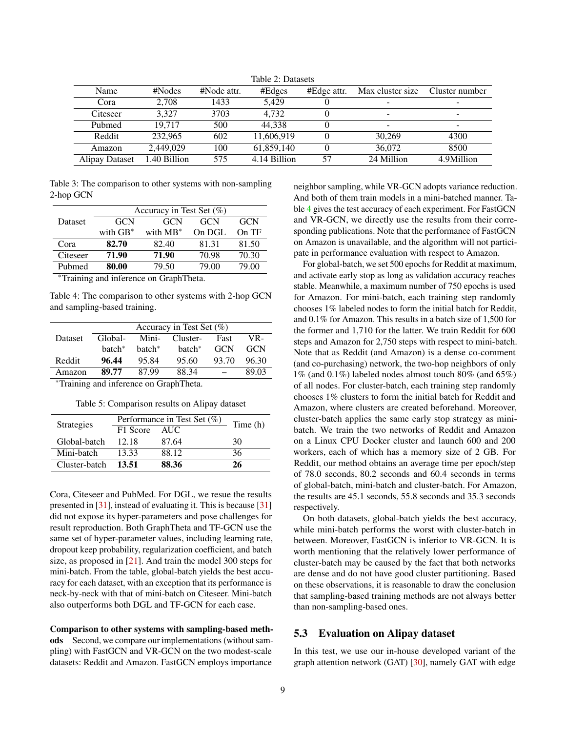Table 2: Datasets

| Name | #Nodes | #Node attr. | #Edges | #Edge attr. | Max cluster size | Cluster number |
|---|---|---|---|---|---|---|
| Cora | 2,708 | 1433 | 5,429 | 0 | - | - |
| Citeseer | 3,327 | 3703 | 4,732 | 0 | - | - |
| Pubmed | 19,717 | 500 | 44,338 | 0 | - | - |
| Reddit | 232,965 | 602 | 11,606,919 | 0 | 30,269 | 4300 |
| Amazon | 2,449,029 | 100 | 61,859,140 | 0 | 36,072 | 8500 |
| Alipay Dataset | 1.40 Billion | 575 | 4.14 Billion | 57 | 24 Million | 4.9Million |

Table 3: The comparison to other systems with non-sampling 2-hop GCN

| Dataset | Accuracy in Test Set (%) | | | |
|---|---|---|---|---|
| | GCN with GB* | GCN with MB* | GCN On DGL | GCN On TF |
| Cora | **82.70** | 82.40 | 81.31 | 81.50 |
| Citeseer | **71.90** | **71.90** | 70.98 | 70.30 |
| Pubmed | **80.00** | 79.50 | 79.00 | 79.00 |

*Training and inference on GraphTheta.

Table 4: The comparison to other systems with 2-hop GCN and sampling-based training.

| Dataset | Accuracy in Test Set (%) | | | | |
|---|---|---|---|---|---|
| | Global-batch* | Mini-batch* | Cluster-batch* | Fast GCN | VR-GCN |
| Reddit | **96.44** | 95.84 | 95.60 | 93.70 | 96.30 |
| Amazon | **89.77** | 87.99 | 88.34 | – | 89.03 |

*Training and inference on GraphTheta.

Table 5: Comparison results on Alipay dataset

| Strategies | Performance in Test Set (%) | | Time (h) |
|---|---|---|---|
| | F1 Score | AUC | |
| Global-batch | 12.18 | 87.64 | 30 |
| Mini-batch | 13.33 | 88.12 | 36 |
| Cluster-batch | **13.51** | **88.36** | **26** |

Cora, Citeseer and PubMed. For DGL, we resue the results presented in [31], instead of evaluating it. This is because [31] did not expose its hyper-parameters and pose challenges for result reproduction. Both GraphTheta and TF-GCN use the same set of hyper-parameter values, including learning rate, dropout keep probability, regularization coefficient, and batch size, as proposed in [21]. And train the model 300 steps for mini-batch. From the table, global-batch yields the best accuracy for each dataset, with an exception that its performance is neck-by-neck with that of mini-batch on Citeseer. Mini-batch also outperforms both DGL and TF-GCN for each case.

**Comparison to other systems with sampling-based methods** Second, we compare our implementations (without sampling) with FastGCN and VR-GCN on the two modest-scale datasets: Reddit and Amazon. FastGCN employs importance neighbor sampling, while VR-GCN adopts variance reduction. And both of them train models in a mini-batched manner. Table 4 gives the test accuracy of each experiment. For FastGCN and VR-GCN, we directly use the results from their corresponding publications. Note that the performance of FastGCN on Amazon is unavailable, and the algorithm will not participate in performance evaluation with respect to Amazon.

For global-batch, we set 500 epochs for Reddit at maximum, and activate early stop as long as validation accuracy reaches stable. Meanwhile, a maximum number of 750 epochs is used for Amazon. For mini-batch, each training step randomly chooses 1% labeled nodes to form the initial batch for Reddit, and 0.1% for Amazon. This results in a batch size of 1,500 for the former and 1,710 for the latter. We train Reddit for 600 steps and Amazon for 2,750 steps with respect to mini-batch. Note that as Reddit (and Amazon) is a dense co-comment (and co-purchasing) network, the two-hop neighbors of only 1% (and 0.1%) labeled nodes almost touch 80% (and 65%) of all nodes. For cluster-batch, each training step randomly chooses 1% clusters to form the initial batch for Reddit and Amazon, where clusters are created beforehand. Moreover, cluster-batch applies the same early stop strategy as mini-batch. We train the two networks of Reddit and Amazon on a Linux CPU Docker cluster and launch 600 and 200 workers, each of which has a memory size of 2 GB. For Reddit, our method obtains an average time per epoch/step of 78.0 seconds, 80.2 seconds and 60.4 seconds in terms of global-batch, mini-batch and cluster-batch. For Amazon, the results are 45.1 seconds, 55.8 seconds and 35.3 seconds respectively.

On both datasets, global-batch yields the best accuracy, while mini-batch performs the worst with cluster-batch in between. Moreover, FastGCN is inferior to VR-GCN. It is worth mentioning that the relatively lower performance of cluster-batch may be caused by the fact that both networks are dense and do not have good cluster partitioning. Based on these observations, it is reasonable to draw the conclusion that sampling-based training methods are not always better than non-sampling-based ones.

## 5.3 Evaluation on Alipay dataset

In this test, we use our in-house developed variant of the graph attention network (GAT) [30], namely GAT with edge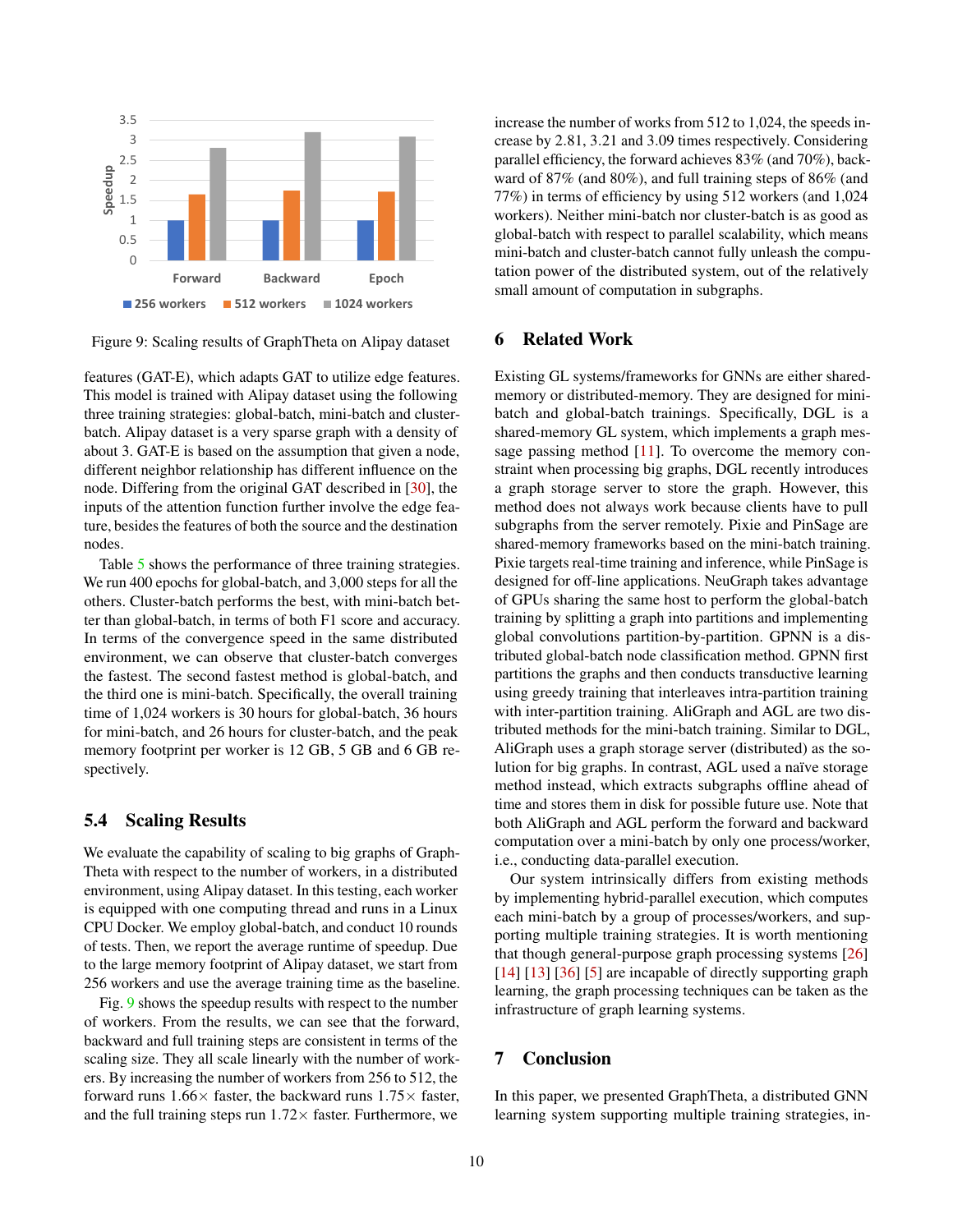Figure 9: Scaling results of GraphTheta on Alipay dataset

features (GAT-E), which adapts GAT to utilize edge features. This model is trained with Alipay dataset using the following three training strategies: global-batch, mini-batch and cluster-batch. Alipay dataset is a very sparse graph with a density of about 3. GAT-E is based on the assumption that given a node, different neighbor relationship has different influence on the node. Differing from the original GAT described in [30], the inputs of the attention function further involve the edge feature, besides the features of both the source and the destination nodes.

Table 5 shows the performance of three training strategies. We run 400 epochs for global-batch, and 3,000 steps for all the others. Cluster-batch performs the best, with mini-batch better than global-batch, in terms of both F1 score and accuracy. In terms of the convergence speed in the same distributed environment, we can observe that cluster-batch converges the fastest. The second fastest method is global-batch, and the third one is mini-batch. Specifically, the overall training time of 1,024 workers is 30 hours for global-batch, 36 hours for mini-batch, and 26 hours for cluster-batch, and the peak memory footprint per worker is 12 GB, 5 GB and 6 GB respectively.

### 5.4 Scaling Results

We evaluate the capability of scaling to big graphs of GraphTheta with respect to the number of workers, in a distributed environment, using Alipay dataset. In this testing, each worker is equipped with one computing thread and runs in a Linux CPU Docker. We employ global-batch, and conduct 10 rounds of tests. Then, we report the average runtime of speedup. Due to the large memory footprint of Alipay dataset, we start from 256 workers and use the average training time as the baseline.

Fig. 9 shows the speedup results with respect to the number of workers. From the results, we can see that the forward, backward and full training steps are consistent in terms of the scaling size. They all scale linearly with the number of workers. By increasing the number of workers from 256 to 512, the forward runs 1.66× faster, the backward runs 1.75× faster, and the full training steps run 1.72× faster. Furthermore, we increase the number of works from 512 to 1,024, the speeds increase by 2.81, 3.21 and 3.09 times respectively. Considering parallel efficiency, the forward achieves 83% (and 70%), backward of 87% (and 80%), and full training steps of 86% (and 77%) in terms of efficiency by using 512 workers (and 1,024 workers). Neither mini-batch nor cluster-batch is as good as global-batch with respect to parallel scalability, which means mini-batch and cluster-batch cannot fully unleash the computation power of the distributed system, out of the relatively small amount of computation in subgraphs.

## 6 Related Work

Existing GL systems/frameworks for GNNs are either shared-memory or distributed-memory. They are designed for mini-batch and global-batch trainings. Specifically, DGL is a shared-memory GL system, which implements a graph message passing method [11]. To overcome the memory constraint when processing big graphs, DGL recently introduces a graph storage server to store the graph. However, this method does not always work because clients have to pull subgraphs from the server remotely. Pixie and PinSage are shared-memory frameworks based on the mini-batch training. Pixie targets real-time training and inference, while PinSage is designed for off-line applications. NeuGraph takes advantage of GPUs sharing the same host to perform the global-batch training by splitting a graph into partitions and implementing global convolutions partition-by-partition. GPNN is a distributed global-batch node classification method. GPNN first partitions the graphs and then conducts transductive learning using greedy training that interleaves intra-partition training with inter-partition training. AliGraph and AGL are two distributed methods for the mini-batch training. Similar to DGL, AliGraph uses a graph storage server (distributed) as the solution for big graphs. In contrast, AGL used a naïve storage method instead, which extracts subgraphs offline ahead of time and stores them in disk for possible future use. Note that both AliGraph and AGL perform the forward and backward computation over a mini-batch by only one process/worker, i.e., conducting data-parallel execution.

Our system intrinsically differs from existing methods by implementing hybrid-parallel execution, which computes each mini-batch by a group of processes/workers, and supporting multiple training strategies. It is worth mentioning that though general-purpose graph processing systems [26] [14] [13] [36] [5] are incapable of directly supporting graph learning, the graph processing techniques can be taken as the infrastructure of graph learning systems.

## 7 Conclusion

In this paper, we presented GraphTheta, a distributed GNN learning system supporting multiple training strategies, in-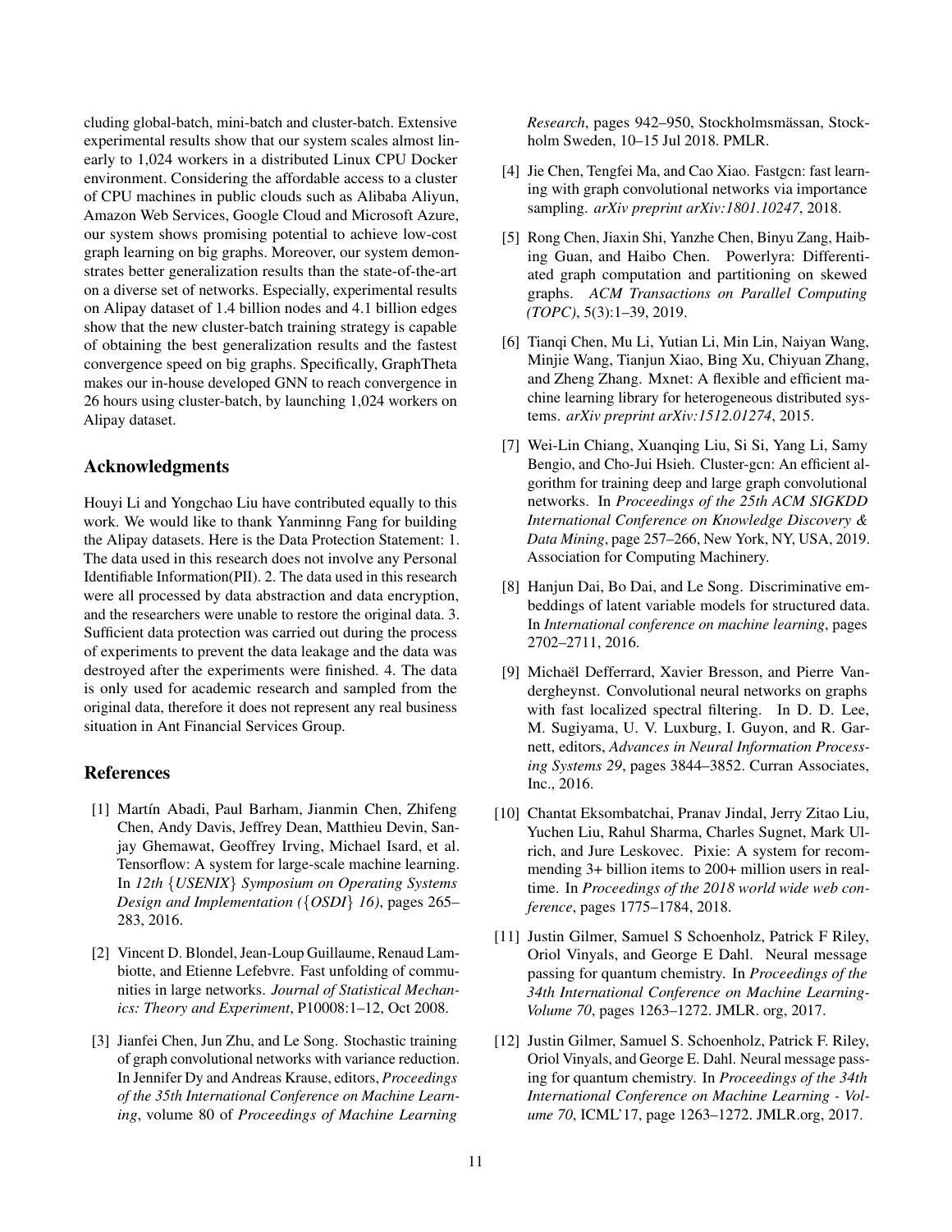cluding global-batch, mini-batch and cluster-batch. Extensive experimental results show that our system scales almost linearly to 1,024 workers in a distributed Linux CPU Docker environment. Considering the affordable access to a cluster of CPU machines in public clouds such as Alibaba Aliyun, Amazon Web Services, Google Cloud and Microsoft Azure, our system shows promising potential to achieve low-cost graph learning on big graphs. Moreover, our system demonstrates better generalization results than the state-of-the-art on a diverse set of networks. Especially, experimental results on Alipay dataset of 1.4 billion nodes and 4.1 billion edges show that the new cluster-batch training strategy is capable of obtaining the best generalization results and the fastest convergence speed on big graphs. Specifically, GraphTheta makes our in-house developed GNN to reach convergence in 26 hours using cluster-batch, by launching 1,024 workers on Alipay dataset.

## Acknowledgments

Houyi Li and Yongchao Liu have contributed equally to this work. We would like to thank Yanminng Fang for building the Alipay datasets. Here is the Data Protection Statement: 1. The data used in this research does not involve any Personal Identifiable Information(PII). 2. The data used in this research were all processed by data abstraction and data encryption, and the researchers were unable to restore the original data. 3. Sufficient data protection was carried out during the process of experiments to prevent the data leakage and the data was destroyed after the experiments were finished. 4. The data is only used for academic research and sampled from the original data, therefore it does not represent any real business situation in Ant Financial Services Group.

## References

[1] Martín Abadi, Paul Barham, Jianmin Chen, Zhifeng Chen, Andy Davis, Jeffrey Dean, Matthieu Devin, Sanjay Ghemawat, Geoffrey Irving, Michael Isard, et al. Tensorflow: A system for large-scale machine learning. In *12th {USENIX} Symposium on Operating Systems Design and Implementation ({OSDI} 16)*, pages 265–283, 2016.

[2] Vincent D. Blondel, Jean-Loup Guillaume, Renaud Lambiotte, and Etienne Lefebvre. Fast unfolding of communities in large networks. *Journal of Statistical Mechanics: Theory and Experiment*, P10008:1–12, Oct 2008.

[3] Jianfei Chen, Jun Zhu, and Le Song. Stochastic training of graph convolutional networks with variance reduction. In Jennifer Dy and Andreas Krause, editors, *Proceedings of the 35th International Conference on Machine Learning*, volume 80 of *Proceedings of Machine Learning Research*, pages 942–950, Stockholmsmässan, Stockholm Sweden, 10–15 Jul 2018. PMLR.

[4] Jie Chen, Tengfei Ma, and Cao Xiao. Fastgcn: fast learning with graph convolutional networks via importance sampling. *arXiv preprint arXiv:1801.10247*, 2018.

[5] Rong Chen, Jiaxin Shi, Yanzhe Chen, Binyu Zang, Haibing Guan, and Haibo Chen. Powerlyra: Differentiated graph computation and partitioning on skewed graphs. *ACM Transactions on Parallel Computing (TOPC)*, 5(3):1–39, 2019.

[6] Tianqi Chen, Mu Li, Yutian Li, Min Lin, Naiyan Wang, Minjie Wang, Tianjun Xiao, Bing Xu, Chiyuan Zhang, and Zheng Zhang. Mxnet: A flexible and efficient machine learning library for heterogeneous distributed systems. *arXiv preprint arXiv:1512.01274*, 2015.

[7] Wei-Lin Chiang, Xuanqing Liu, Si Si, Yang Li, Samy Bengio, and Cho-Jui Hsieh. Cluster-gcn: An efficient algorithm for training deep and large graph convolutional networks. In *Proceedings of the 25th ACM SIGKDD International Conference on Knowledge Discovery & Data Mining*, page 257–266, New York, NY, USA, 2019. Association for Computing Machinery.

[8] Hanjun Dai, Bo Dai, and Le Song. Discriminative embeddings of latent variable models for structured data. In *International conference on machine learning*, pages 2702–2711, 2016.

[9] Michaël Defferrard, Xavier Bresson, and Pierre Vandergheynst. Convolutional neural networks on graphs with fast localized spectral filtering. In D. D. Lee, M. Sugiyama, U. V. Luxburg, I. Guyon, and R. Garnett, editors, *Advances in Neural Information Processing Systems 29*, pages 3844–3852. Curran Associates, Inc., 2016.

[10] Chantat Eksombatchai, Pranav Jindal, Jerry Zitao Liu, Yuchen Liu, Rahul Sharma, Charles Sugnet, Mark Ulrich, and Jure Leskovec. Pixie: A system for recommending 3+ billion items to 200+ million users in real-time. In *Proceedings of the 2018 world wide web conference*, pages 1775–1784, 2018.

[11] Justin Gilmer, Samuel S Schoenholz, Patrick F Riley, Oriol Vinyals, and George E Dahl. Neural message passing for quantum chemistry. In *Proceedings of the 34th International Conference on Machine Learning-Volume 70*, pages 1263–1272. JMLR. org, 2017.

[12] Justin Gilmer, Samuel S. Schoenholz, Patrick F. Riley, Oriol Vinyals, and George E. Dahl. Neural message passing for quantum chemistry. In *Proceedings of the 34th International Conference on Machine Learning - Volume 70*, ICML'17, page 1263–1272. JMLR.org, 2017.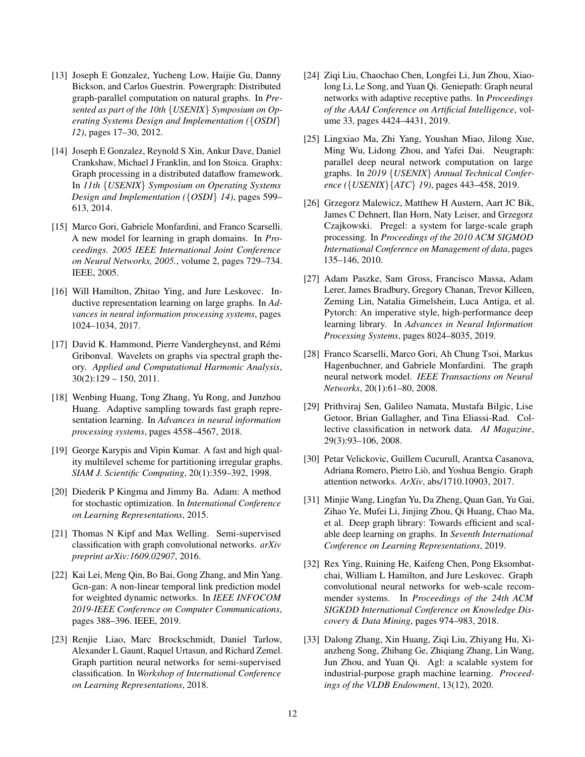[13] Joseph E Gonzalez, Yucheng Low, Haijie Gu, Danny Bickson, and Carlos Guestrin. Powergraph: Distributed graph-parallel computation on natural graphs. In *Presented as part of the 10th {USENIX} Symposium on Operating Systems Design and Implementation ({OSDI} 12)*, pages 17–30, 2012.

[14] Joseph E Gonzalez, Reynold S Xin, Ankur Dave, Daniel Crankshaw, Michael J Franklin, and Ion Stoica. Graphx: Graph processing in a distributed dataflow framework. In *11th {USENIX} Symposium on Operating Systems Design and Implementation ({OSDI} 14)*, pages 599–613, 2014.

[15] Marco Gori, Gabriele Monfardini, and Franco Scarselli. A new model for learning in graph domains. In *Proceedings. 2005 IEEE International Joint Conference on Neural Networks, 2005.*, volume 2, pages 729–734. IEEE, 2005.

[16] Will Hamilton, Zhitao Ying, and Jure Leskovec. Inductive representation learning on large graphs. In *Advances in neural information processing systems*, pages 1024–1034, 2017.

[17] David K. Hammond, Pierre Vandergheynst, and Rémi Gribonval. Wavelets on graphs via spectral graph theory. *Applied and Computational Harmonic Analysis*, 30(2):129 – 150, 2011.

[18] Wenbing Huang, Tong Zhang, Yu Rong, and Junzhou Huang. Adaptive sampling towards fast graph representation learning. In *Advances in neural information processing systems*, pages 4558–4567, 2018.

[19] George Karypis and Vipin Kumar. A fast and high quality multilevel scheme for partitioning irregular graphs. *SIAM J. Scientific Computing*, 20(1):359–392, 1998.

[20] Diederik P Kingma and Jimmy Ba. Adam: A method for stochastic optimization. In *International Conference on Learning Representations*, 2015.

[21] Thomas N Kipf and Max Welling. Semi-supervised classification with graph convolutional networks. *arXiv preprint arXiv:1609.02907*, 2016.

[22] Kai Lei, Meng Qin, Bo Bai, Gong Zhang, and Min Yang. Gcn-gan: A non-linear temporal link prediction model for weighted dynamic networks. In *IEEE INFOCOM 2019-IEEE Conference on Computer Communications*, pages 388–396. IEEE, 2019.

[23] Renjie Liao, Marc Brockschmidt, Daniel Tarlow, Alexander L Gaunt, Raquel Urtasun, and Richard Zemel. Graph partition neural networks for semi-supervised classification. In *Workshop of International Conference on Learning Representations*, 2018.

[24] Ziqi Liu, Chaochao Chen, Longfei Li, Jun Zhou, Xiaolong Li, Le Song, and Yuan Qi. Geniepath: Graph neural networks with adaptive receptive paths. In *Proceedings of the AAAI Conference on Artificial Intelligence*, volume 33, pages 4424–4431, 2019.

[25] Lingxiao Ma, Zhi Yang, Youshan Miao, Jilong Xue, Ming Wu, Lidong Zhou, and Yafei Dai. Neugraph: parallel deep neural network computation on large graphs. In *2019 {USENIX} Annual Technical Conference ({USENIX}{ATC} 19)*, pages 443–458, 2019.

[26] Grzegorz Malewicz, Matthew H Austern, Aart JC Bik, James C Dehnert, Ilan Horn, Naty Leiser, and Grzegorz Czajkowski. Pregel: a system for large-scale graph processing. In *Proceedings of the 2010 ACM SIGMOD International Conference on Management of data*, pages 135–146, 2010.

[27] Adam Paszke, Sam Gross, Francisco Massa, Adam Lerer, James Bradbury, Gregory Chanan, Trevor Killeen, Zeming Lin, Natalia Gimelshein, Luca Antiga, et al. Pytorch: An imperative style, high-performance deep learning library. In *Advances in Neural Information Processing Systems*, pages 8024–8035, 2019.

[28] Franco Scarselli, Marco Gori, Ah Chung Tsoi, Markus Hagenbuchner, and Gabriele Monfardini. The graph neural network model. *IEEE Transactions on Neural Networks*, 20(1):61–80, 2008.

[29] Prithviraj Sen, Galileo Namata, Mustafa Bilgic, Lise Getoor, Brian Gallagher, and Tina Eliassi-Rad. Collective classification in network data. *AI Magazine*, 29(3):93–106, 2008.

[30] Petar Velickovic, Guillem Cucurull, Arantxa Casanova, Adriana Romero, Pietro Liò, and Yoshua Bengio. Graph attention networks. *ArXiv*, abs/1710.10903, 2017.

[31] Minjie Wang, Lingfan Yu, Da Zheng, Quan Gan, Yu Gai, Zihao Ye, Mufei Li, Jinjing Zhou, Qi Huang, Chao Ma, et al. Deep graph library: Towards efficient and scalable deep learning on graphs. In *Seventh International Conference on Learning Representations*, 2019.

[32] Rex Ying, Ruining He, Kaifeng Chen, Pong Eksombatchai, William L Hamilton, and Jure Leskovec. Graph convolutional neural networks for web-scale recommender systems. In *Proceedings of the 24th ACM SIGKDD International Conference on Knowledge Discovery & Data Mining*, pages 974–983, 2018.

[33] Dalong Zhang, Xin Huang, Ziqi Liu, Zhiyang Hu, Xianzheng Song, Zhibang Ge, Zhiqiang Zhang, Lin Wang, Jun Zhou, and Yuan Qi. Agl: a scalable system for industrial-purpose graph machine learning. *Proceedings of the VLDB Endowment*, 13(12), 2020.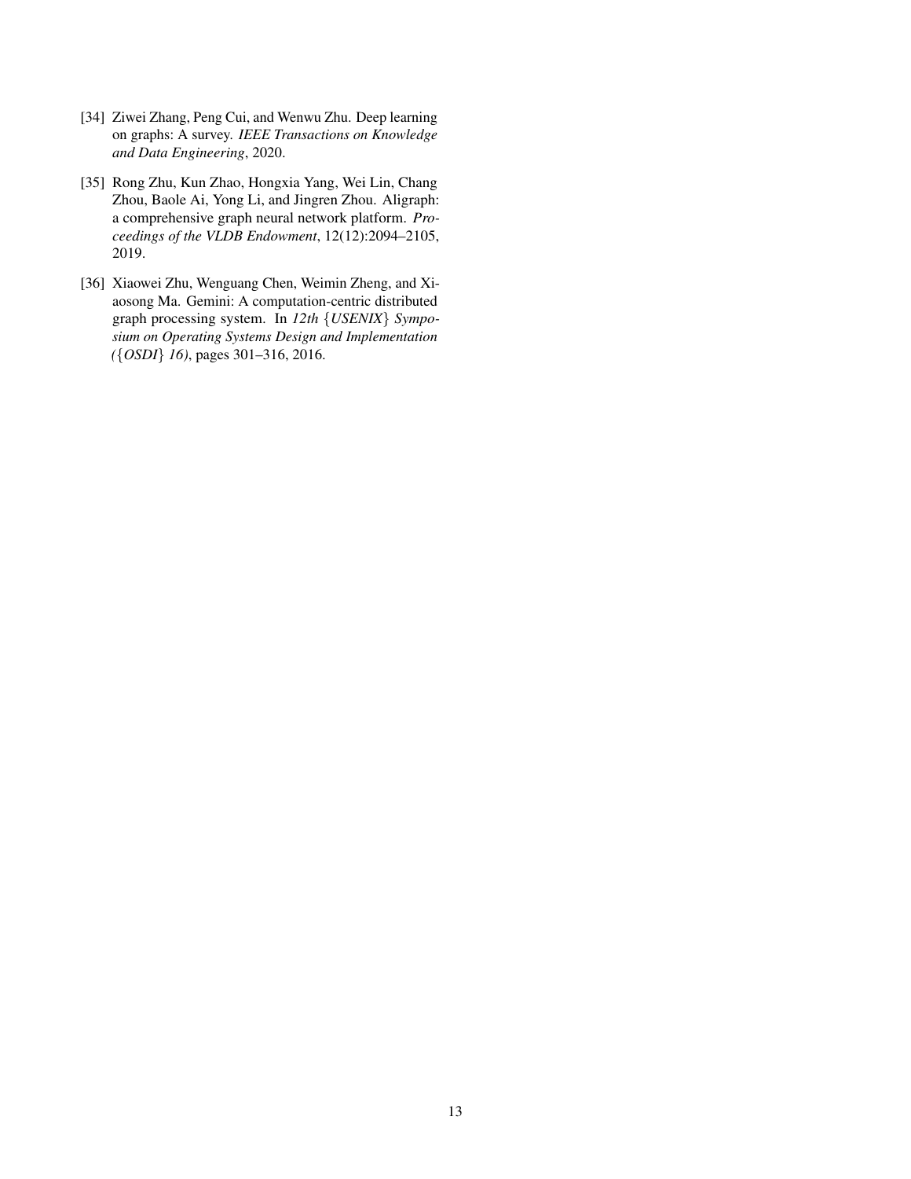[34] Ziwei Zhang, Peng Cui, and Wenwu Zhu. Deep learning on graphs: A survey. *IEEE Transactions on Knowledge and Data Engineering*, 2020.

[35] Rong Zhu, Kun Zhao, Hongxia Yang, Wei Lin, Chang Zhou, Baole Ai, Yong Li, and Jingren Zhou. Aligraph: a comprehensive graph neural network platform. *Proceedings of the VLDB Endowment*, 12(12):2094–2105, 2019.

[36] Xiaowei Zhu, Wenguang Chen, Weimin Zheng, and Xiaosong Ma. Gemini: A computation-centric distributed graph processing system. In *12th {USENIX} Symposium on Operating Systems Design and Implementation ({OSDI} 16)*, pages 301–316, 2016.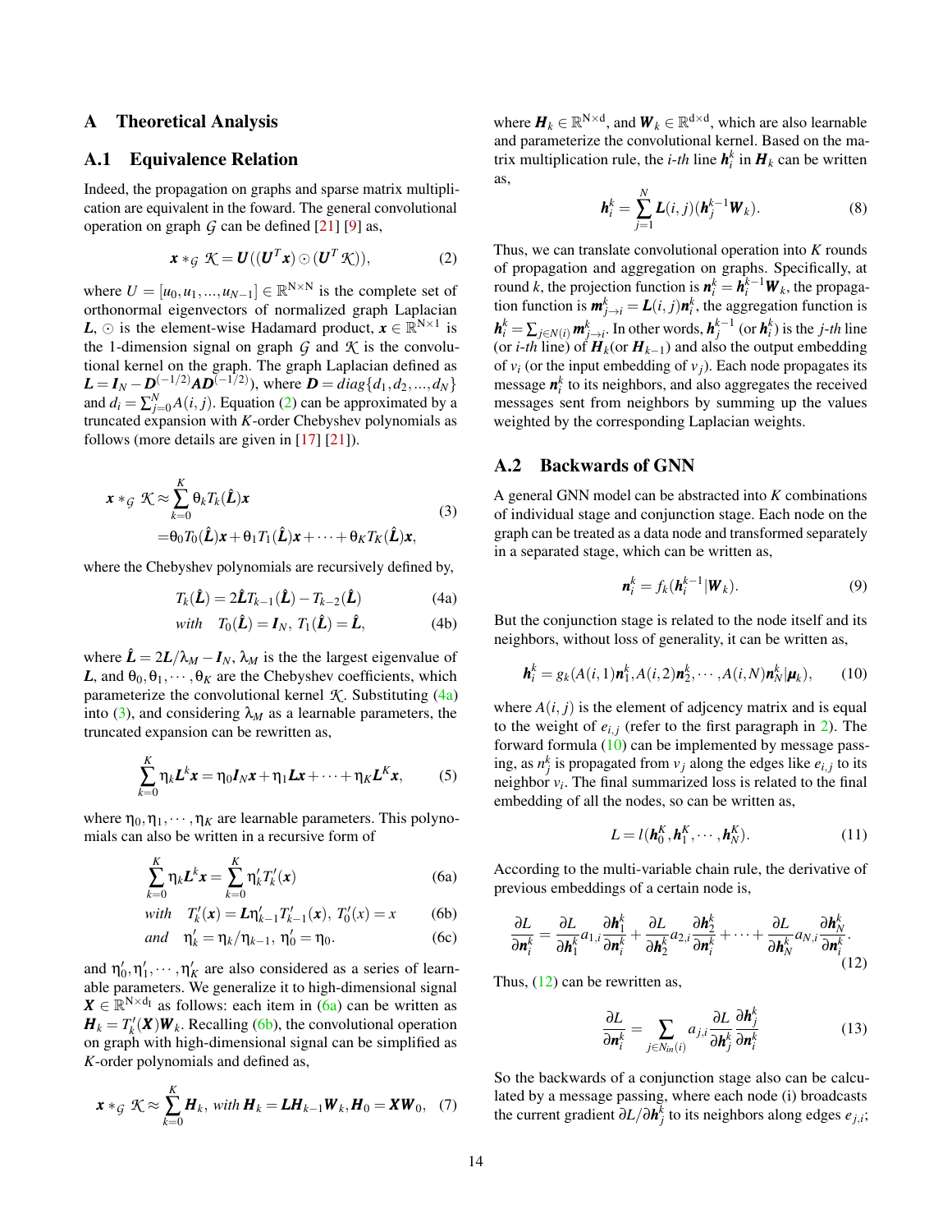# A Theoretical Analysis

## A.1 Equivalence Relation

Indeed, the propagation on graphs and sparse matrix multiplication are equivalent in the foward. The general convolutional operation on graph $\mathcal{G}$ can be defined [21] [9] as,

$$\boldsymbol{x} *_{\mathcal{G}} \mathcal{K} = \boldsymbol{U}((\boldsymbol{U}^T\boldsymbol{x}) \odot (\boldsymbol{U}^T\mathcal{K})), \tag{2}$$

where $U = [u_0, u_1, ..., u_{N-1}] \in \mathbb{R}^{\mathrm{N}\times\mathrm{N}}$ is the complete set of orthonormal eigenvectors of normalized graph Laplacian $\boldsymbol{L}$, $\odot$ is the element-wise Hadamard product, $\boldsymbol{x} \in \mathbb{R}^{\mathrm{N}\times 1}$ is the 1-dimension signal on graph $\mathcal{G}$ and $\mathcal{K}$ is the convolutional kernel on the graph. The graph Laplacian defined as $\boldsymbol{L} = \boldsymbol{I}_N - \boldsymbol{D}^{(-1/2)}\boldsymbol{A}\boldsymbol{D}^{(-1/2)}$), where $\boldsymbol{D} = diag\{d_1, d_2, ..., d_N\}$ and $d_i = \sum_{j=0}^{N} A(i,j)$. Equation (2) can be approximated by a truncated expansion with $K$-order Chebyshev polynomials as follows (more details are given in [17] [21]).

$$\begin{aligned}\boldsymbol{x} *_{\mathcal{G}} \mathcal{K} &\approx \sum_{k=0}^{K} \theta_k T_k(\hat{\boldsymbol{L}})\boldsymbol{x} \\ &= \theta_0 T_0(\hat{\boldsymbol{L}})\boldsymbol{x} + \theta_1 T_1(\hat{\boldsymbol{L}})\boldsymbol{x} + \cdots + \theta_K T_K(\hat{\boldsymbol{L}})\boldsymbol{x},\end{aligned} \tag{3}$$

where the Chebyshev polynomials are recursively defined by,

$$T_k(\hat{\boldsymbol{L}}) = 2\hat{\boldsymbol{L}}T_{k-1}(\hat{\boldsymbol{L}}) - T_{k-2}(\hat{\boldsymbol{L}}) \tag{4a}$$

$$with \quad T_0(\hat{\boldsymbol{L}}) = \boldsymbol{I}_N,\ T_1(\hat{\boldsymbol{L}}) = \hat{\boldsymbol{L}}, \tag{4b}$$

where $\hat{\boldsymbol{L}} = 2\boldsymbol{L}/\lambda_M - \boldsymbol{I}_N$, $\lambda_M$ is the the largest eigenvalue of $\boldsymbol{L}$, and $\theta_0, \theta_1, \cdots, \theta_K$ are the Chebyshev coefficients, which parameterize the convolutional kernel $\mathcal{K}$. Substituting (4a) into (3), and considering $\lambda_M$ as a learnable parameters, the truncated expansion can be rewritten as,

$$\sum_{k=0}^{K} \eta_k \boldsymbol{L}^k \boldsymbol{x} = \eta_0 \boldsymbol{I}_N \boldsymbol{x} + \eta_1 \boldsymbol{L}\boldsymbol{x} + \cdots + \eta_K \boldsymbol{L}^K \boldsymbol{x}, \tag{5}$$

where $\eta_0, \eta_1, \cdots, \eta_K$ are learnable parameters. This polynomials can also be written in a recursive form of

$$\sum_{k=0}^{K} \eta_k \boldsymbol{L}^k \boldsymbol{x} = \sum_{k=0}^{K} \eta'_k T'_k(\boldsymbol{x}) \tag{6a}$$

$$with \quad T'_k(\boldsymbol{x}) = \boldsymbol{L}\eta'_{k-1}T'_{k-1}(\boldsymbol{x}),\ T'_0(x) = x \tag{6b}$$

$$and \quad \eta'_k = \eta_k/\eta_{k-1},\ \eta'_0 = \eta_0. \tag{6c}$$

and $\eta'_0, \eta'_1, \cdots, \eta'_K$ are also considered as a series of learnable parameters. We generalize it to high-dimensional signal $\boldsymbol{X} \in \mathbb{R}^{\mathrm{N}\times \mathrm{d_I}}$ as follows: each item in (6a) can be written as $\boldsymbol{H}_k = T'_k(\boldsymbol{X})\boldsymbol{W}_k$. Recalling (6b), the convolutional operation on graph with high-dimensional signal can be simplified as $K$-order polynomials and defined as,

$$\boldsymbol{x} *_{\mathcal{G}} \mathcal{K} \approx \sum_{k=0}^{K} \boldsymbol{H}_k,\ with\ \boldsymbol{H}_k = \boldsymbol{L}\boldsymbol{H}_{k-1}\boldsymbol{W}_k, \boldsymbol{H}_0 = \boldsymbol{X}\boldsymbol{W}_0, \tag{7}$$

where $\boldsymbol{H}_k \in \mathbb{R}^{\mathrm{N}\times\mathrm{d}}$, and $\boldsymbol{W}_k \in \mathbb{R}^{\mathrm{d}\times\mathrm{d}}$, which are also learnable and parameterize the convolutional kernel. Based on the matrix multiplication rule, the *i-th* line $\boldsymbol{h}_i^k$ in $\boldsymbol{H}_k$ can be written as,

$$\boldsymbol{h}_i^k = \sum_{j=1}^{N} \boldsymbol{L}(i,j)(\boldsymbol{h}_j^{k-1}\boldsymbol{W}_k). \tag{8}$$

Thus, we can translate convolutional operation into $K$ rounds of propagation and aggregation on graphs. Specifically, at round $k$, the projection function is $\boldsymbol{n}_i^k = \boldsymbol{h}_i^{k-1}\boldsymbol{W}_k$, the propagation function is $\boldsymbol{m}_{j\to i}^k = \boldsymbol{L}(i,j)\boldsymbol{n}_i^k$, the aggregation function is $\boldsymbol{h}_i^k = \sum_{j\in N(i)} \boldsymbol{m}_{j\to i}^k$. In other words, $\boldsymbol{h}_j^{k-1}$ (or $\boldsymbol{h}_i^k$) is the *j-th* line (or *i-th* line) of $\boldsymbol{H}_k$(or $\boldsymbol{H}_{k-1}$) and also the output embedding of $v_i$ (or the input embedding of $v_j$). Each node propagates its message $\boldsymbol{n}_i^k$ to its neighbors, and also aggregates the received messages sent from neighbors by summing up the values weighted by the corresponding Laplacian weights.

## A.2 Backwards of GNN

A general GNN model can be abstracted into $K$ combinations of individual stage and conjunction stage. Each node on the graph can be treated as a data node and transformed separately in a separated stage, which can be written as,

$$\boldsymbol{n}_i^k = f_k(\boldsymbol{h}_i^{k-1}|\boldsymbol{W}_k). \tag{9}$$

But the conjunction stage is related to the node itself and its neighbors, without loss of generality, it can be written as,

$$\boldsymbol{h}_i^k = g_k(A(i,1)\boldsymbol{n}_1^k, A(i,2)\boldsymbol{n}_2^k, \cdots, A(i,N)\boldsymbol{n}_N^k|\boldsymbol{\mu}_k), \tag{10}$$

where $A(i,j)$ is the element of adjcency matrix and is equal to the weight of $e_{i,j}$ (refer to the first paragraph in 2). The forward formula (10) can be implemented by message passing, as $n_j^k$ is propagated from $v_j$ along the edges like $e_{i,j}$ to its neighbor $v_i$. The final summarized loss is related to the final embedding of all the nodes, so can be written as,

$$L = l(\boldsymbol{h}_0^K, \boldsymbol{h}_1^K, \cdots, \boldsymbol{h}_N^K). \tag{11}$$

According to the multi-variable chain rule, the derivative of previous embeddings of a certain node is,

$$\frac{\partial L}{\partial \boldsymbol{n}_i^k} = \frac{\partial L}{\partial \boldsymbol{h}_1^k} a_{1,i} \frac{\partial \boldsymbol{h}_1^k}{\partial \boldsymbol{n}_i^k} + \frac{\partial L}{\partial \boldsymbol{h}_2^k} a_{2,i} \frac{\partial \boldsymbol{h}_2^k}{\partial \boldsymbol{n}_i^k} + \cdots + \frac{\partial L}{\partial \boldsymbol{h}_N^k} a_{N,i} \frac{\partial \boldsymbol{h}_N^k}{\partial \boldsymbol{n}_i^k}. \tag{12}$$

Thus, (12) can be rewritten as,

$$\frac{\partial L}{\partial \boldsymbol{n}_i^k} = \sum_{j\in N_{in}(i)} a_{j,i} \frac{\partial L}{\partial \boldsymbol{h}_j^k} \frac{\partial \boldsymbol{h}_j^k}{\partial \boldsymbol{n}_i^k} \tag{13}$$

So the backwards of a conjunction stage also can be calculated by a message passing, where each node (i) broadcasts the current gradient $\partial L/\partial \boldsymbol{h}_j^k$ to its neighbors along edges $e_{j,i}$;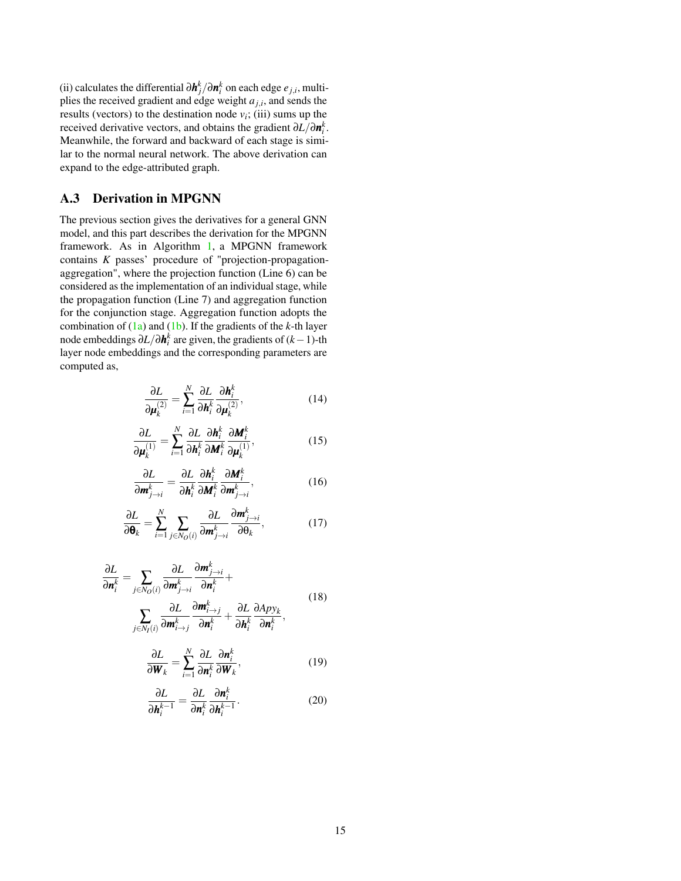(ii) calculates the differential $\partial \boldsymbol{h}_j^k / \partial \boldsymbol{n}_i^k$ on each edge $e_{j,i}$, multiplies the received gradient and edge weight $a_{j,i}$, and sends the results (vectors) to the destination node $v_i$; (iii) sums up the received derivative vectors, and obtains the gradient $\partial L / \partial \boldsymbol{n}_i^k$. Meanwhile, the forward and backward of each stage is similar to the normal neural network. The above derivation can expand to the edge-attributed graph.

## A.3 Derivation in MPGNN

The previous section gives the derivatives for a general GNN model, and this part describes the derivation for the MPGNN framework. As in Algorithm 1, a MPGNN framework contains $K$ passes' procedure of "projection-propagation-aggregation", where the projection function (Line 6) can be considered as the implementation of an individual stage, while the propagation function (Line 7) and aggregation function for the conjunction stage. Aggregation function adopts the combination of (1a) and (1b). If the gradients of the $k$-th layer node embeddings $\partial L / \partial \boldsymbol{h}_i^k$ are given, the gradients of $(k-1)$-th layer node embeddings and the corresponding parameters are computed as,

$$\frac{\partial L}{\partial \boldsymbol{\mu}_k^{(2)}} = \sum_{i=1}^{N} \frac{\partial L}{\partial \boldsymbol{h}_i^k} \frac{\partial \boldsymbol{h}_i^k}{\partial \boldsymbol{\mu}_k^{(2)}}, \tag{14}$$

$$\frac{\partial L}{\partial \boldsymbol{\mu}_k^{(1)}} = \sum_{i=1}^{N} \frac{\partial L}{\partial \boldsymbol{h}_i^k} \frac{\partial \boldsymbol{h}_i^k}{\partial \boldsymbol{M}_i^k} \frac{\partial \boldsymbol{M}_i^k}{\partial \boldsymbol{\mu}_k^{(1)}}, \tag{15}$$

$$\frac{\partial L}{\partial \boldsymbol{m}_{j \to i}^k} = \frac{\partial L}{\partial \boldsymbol{h}_i^k} \frac{\partial \boldsymbol{h}_i^k}{\partial \boldsymbol{M}_i^k} \frac{\partial \boldsymbol{M}_i^k}{\partial \boldsymbol{m}_{j \to i}^k}, \tag{16}$$

$$\frac{\partial L}{\partial \boldsymbol{\theta}_k} = \sum_{i=1}^{N} \sum_{j \in N_O(i)} \frac{\partial L}{\partial \boldsymbol{m}_{j \to i}^k} \frac{\partial \boldsymbol{m}_{j \to i}^k}{\partial \theta_k}, \tag{17}$$

$$\begin{aligned} \frac{\partial L}{\partial \boldsymbol{n}_i^k} = & \sum_{j \in N_O(i)} \frac{\partial L}{\partial \boldsymbol{m}_{j \to i}^k} \frac{\partial \boldsymbol{m}_{j \to i}^k}{\partial \boldsymbol{n}_i^k} + \\ & \sum_{j \in N_I(i)} \frac{\partial L}{\partial \boldsymbol{m}_{i \to j}^k} \frac{\partial \boldsymbol{m}_{i \to j}^k}{\partial \boldsymbol{n}_i^k} + \frac{\partial L}{\partial \boldsymbol{h}_i^k} \frac{\partial Apy_k}{\partial \boldsymbol{n}_i^k}, \end{aligned} \tag{18}$$

$$\frac{\partial L}{\partial \boldsymbol{W}_k} = \sum_{i=1}^{N} \frac{\partial L}{\partial \boldsymbol{n}_i^k} \frac{\partial \boldsymbol{n}_i^k}{\partial \boldsymbol{W}_k}, \tag{19}$$

$$\frac{\partial L}{\partial \boldsymbol{h}_i^{k-1}} = \frac{\partial L}{\partial \boldsymbol{n}_i^k} \frac{\partial \boldsymbol{n}_i^k}{\partial \boldsymbol{h}_i^{k-1}}. \tag{20}$$